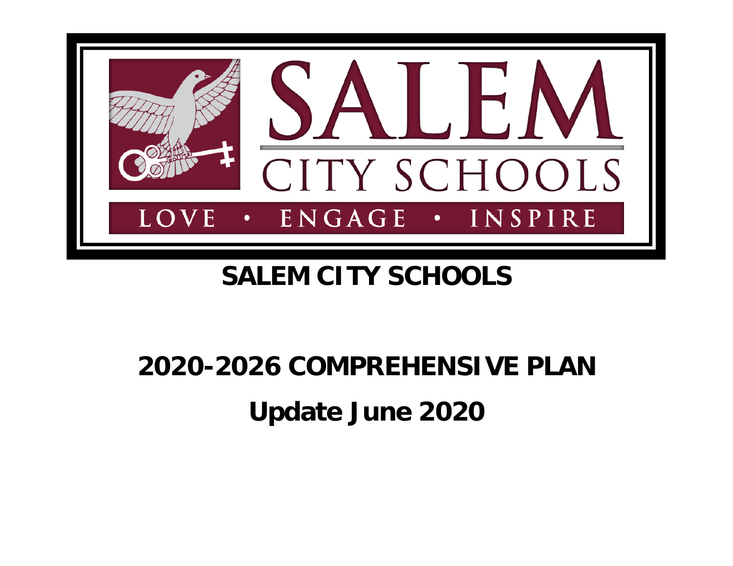SALEM

CITY SCHOOLS

LOVE • ENGAGE • INSPIRE

# SALEM CITY SCHOOLS

# 2020-2026 COMPREHENSIVE PLAN

## Update June 2020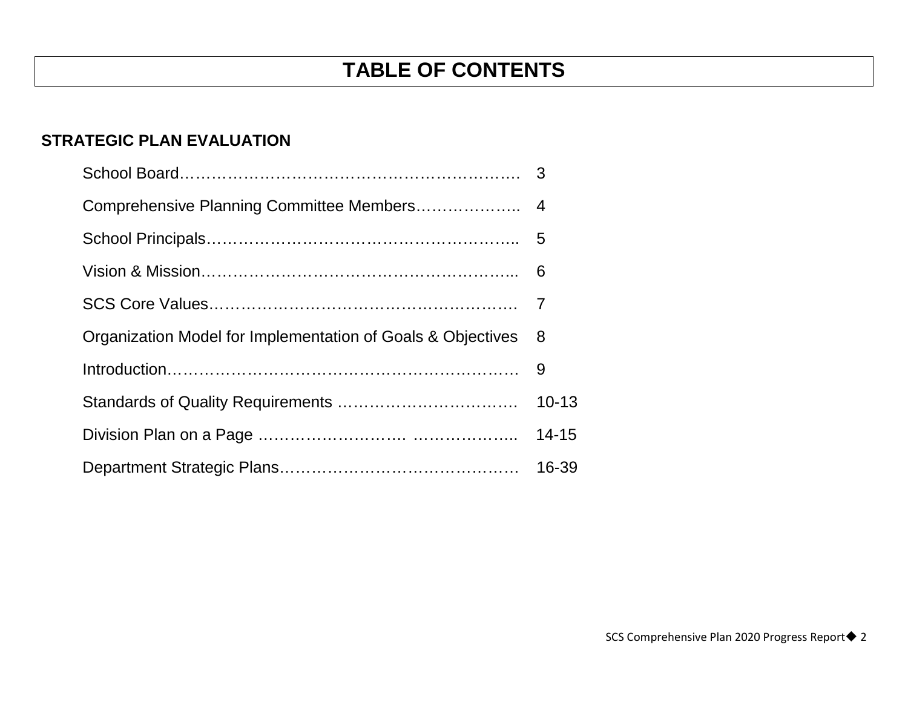# TABLE OF CONTENTS

**STRATEGIC PLAN EVALUATION**

| | |
|---|---|
| School Board………………………………………………………. | 3 |
| Comprehensive Planning Committee Members……………….. | 4 |
| School Principals………………………………………………….. | 5 |
| Vision & Mission…………………………………………………... | 6 |
| SCS Core Values…………………………………………………. | 7 |
| Organization Model for Implementation of Goals & Objectives | 8 |
| Introduction……………………………………………………….. | 9 |
| Standards of Quality Requirements ……………………………. | 10-13 |
| Division Plan on a Page ………………………. ……………….. | 14-15 |
| Department Strategic Plans………………………………………. | 16-39 |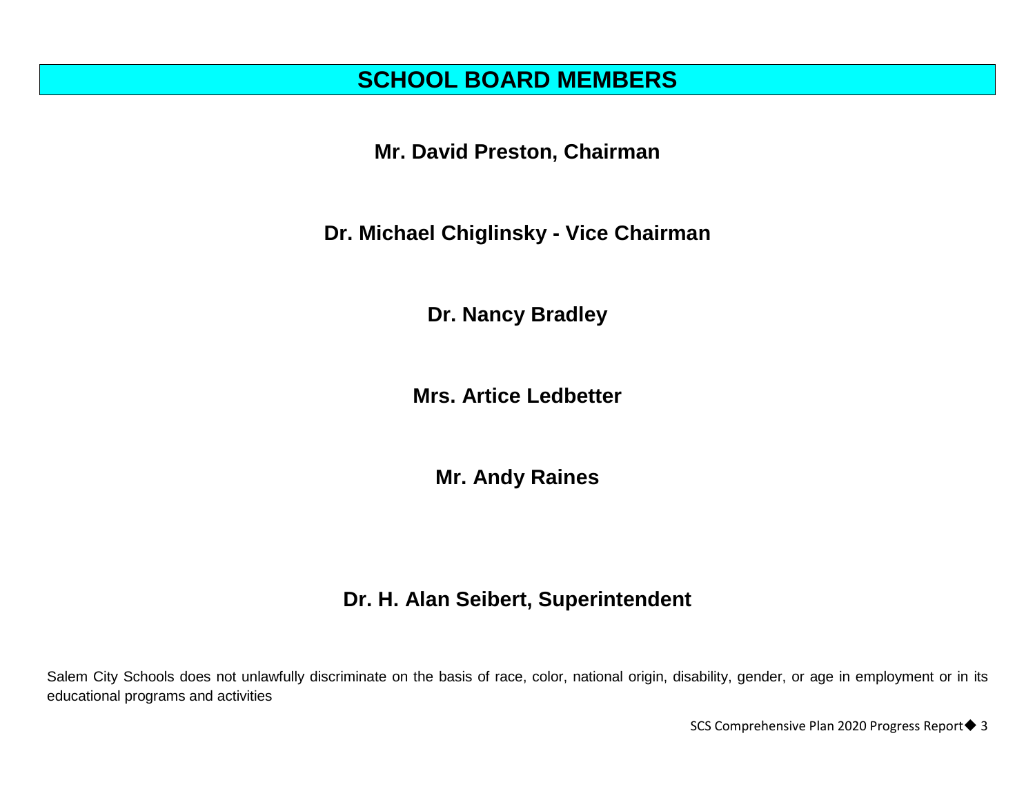# SCHOOL BOARD MEMBERS

**Mr. David Preston, Chairman**

**Dr. Michael Chiglinsky - Vice Chairman**

**Dr. Nancy Bradley**

**Mrs. Artice Ledbetter**

**Mr. Andy Raines**

**Dr. H. Alan Seibert, Superintendent**

Salem City Schools does not unlawfully discriminate on the basis of race, color, national origin, disability, gender, or age in employment or in its educational programs and activities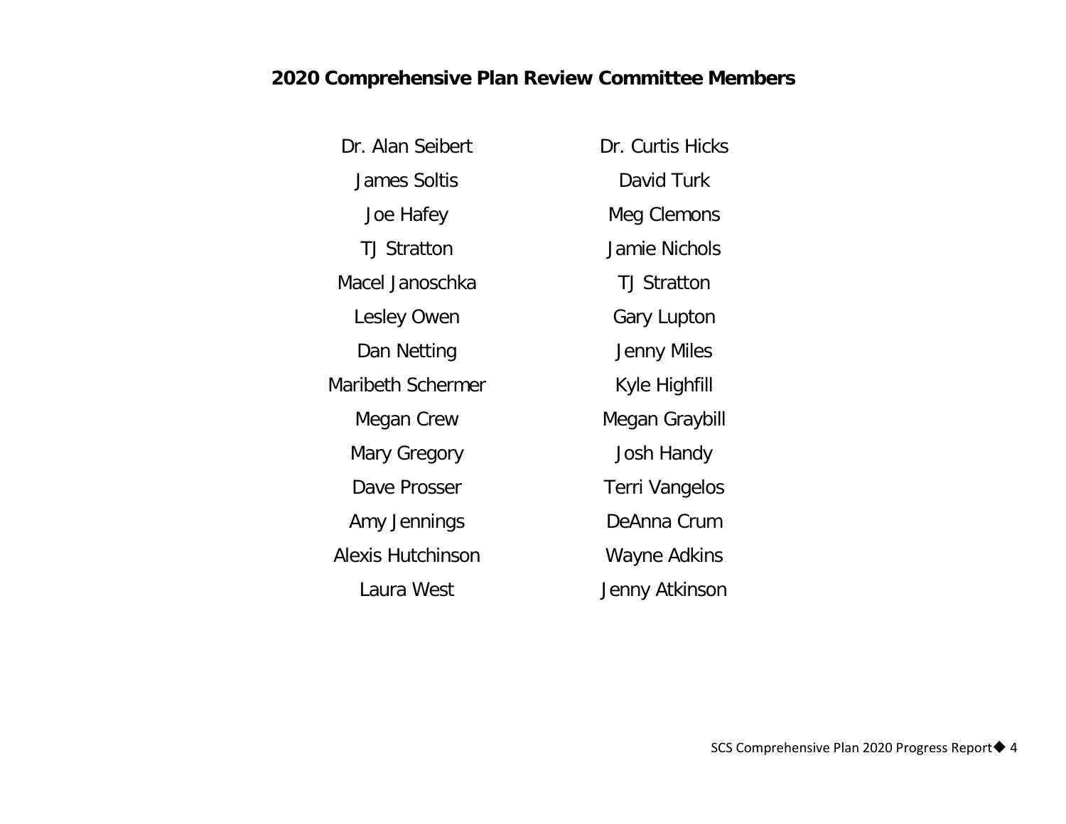## 2020 Comprehensive Plan Review Committee Members

Dr. Alan Seibert

James Soltis

Joe Hafey

TJ Stratton

Macel Janoschka

Lesley Owen

Dan Netting

Maribeth Schermer

Megan Crew

Mary Gregory

Dave Prosser

Amy Jennings

Alexis Hutchinson

Laura West

Dr. Curtis Hicks

David Turk

Meg Clemons

Jamie Nichols

TJ Stratton

Gary Lupton

Jenny Miles

Kyle Highfill

Megan Graybill

Josh Handy

Terri Vangelos

DeAnna Crum

Wayne Adkins

Jenny Atkinson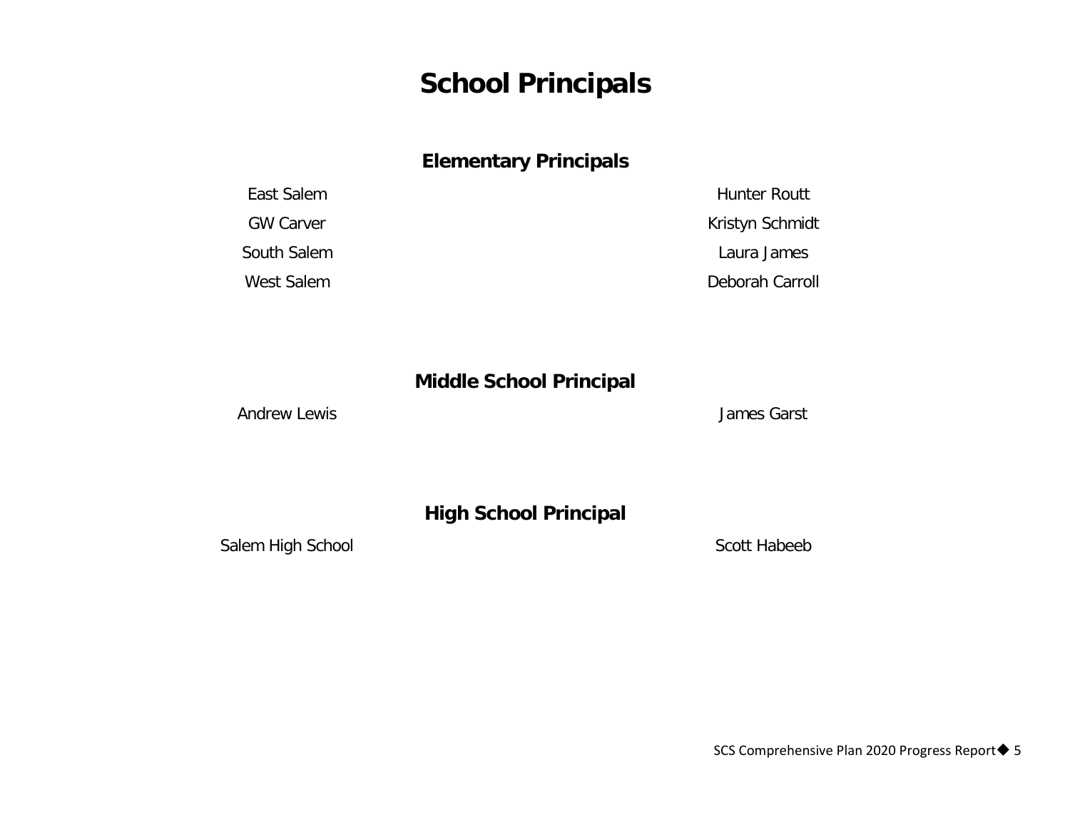# School Principals

## Elementary Principals

| | |
|---|---|
| East Salem | Hunter Routt |
| GW Carver | Kristyn Schmidt |
| South Salem | Laura James |
| West Salem | Deborah Carroll |

## Middle School Principal

| | |
|---|---|
| Andrew Lewis | James Garst |

## High School Principal

| | |
|---|---|
| Salem High School | Scott Habeeb |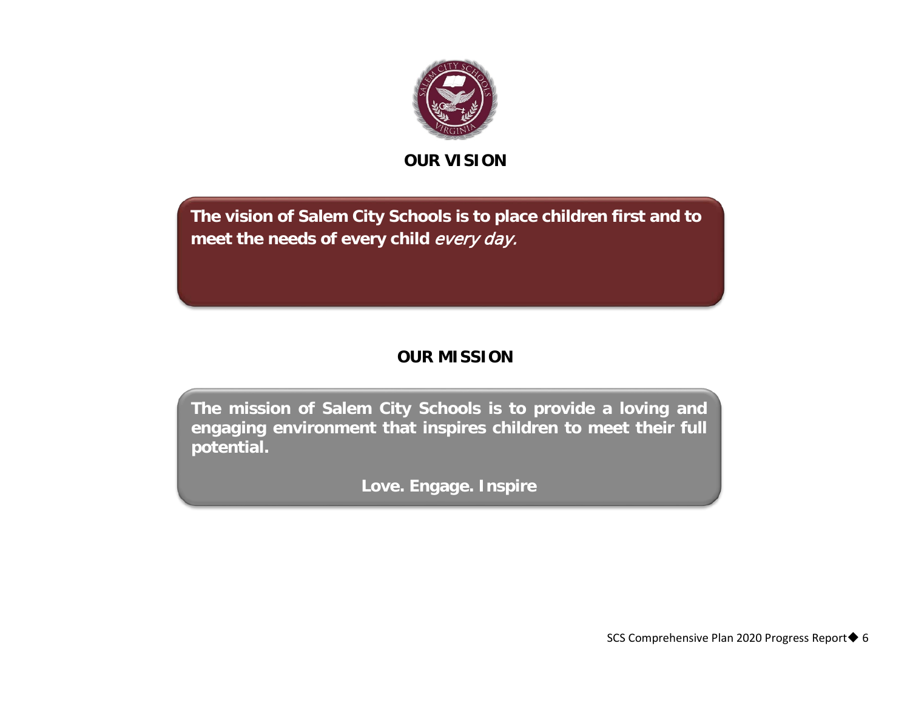## OUR VISION

**The vision of Salem City Schools is to place children first and to meet the needs of every child *every day.***

## OUR MISSION

**The mission of Salem City Schools is to provide a loving and engaging environment that inspires children to meet their full potential.**

**Love. Engage. Inspire**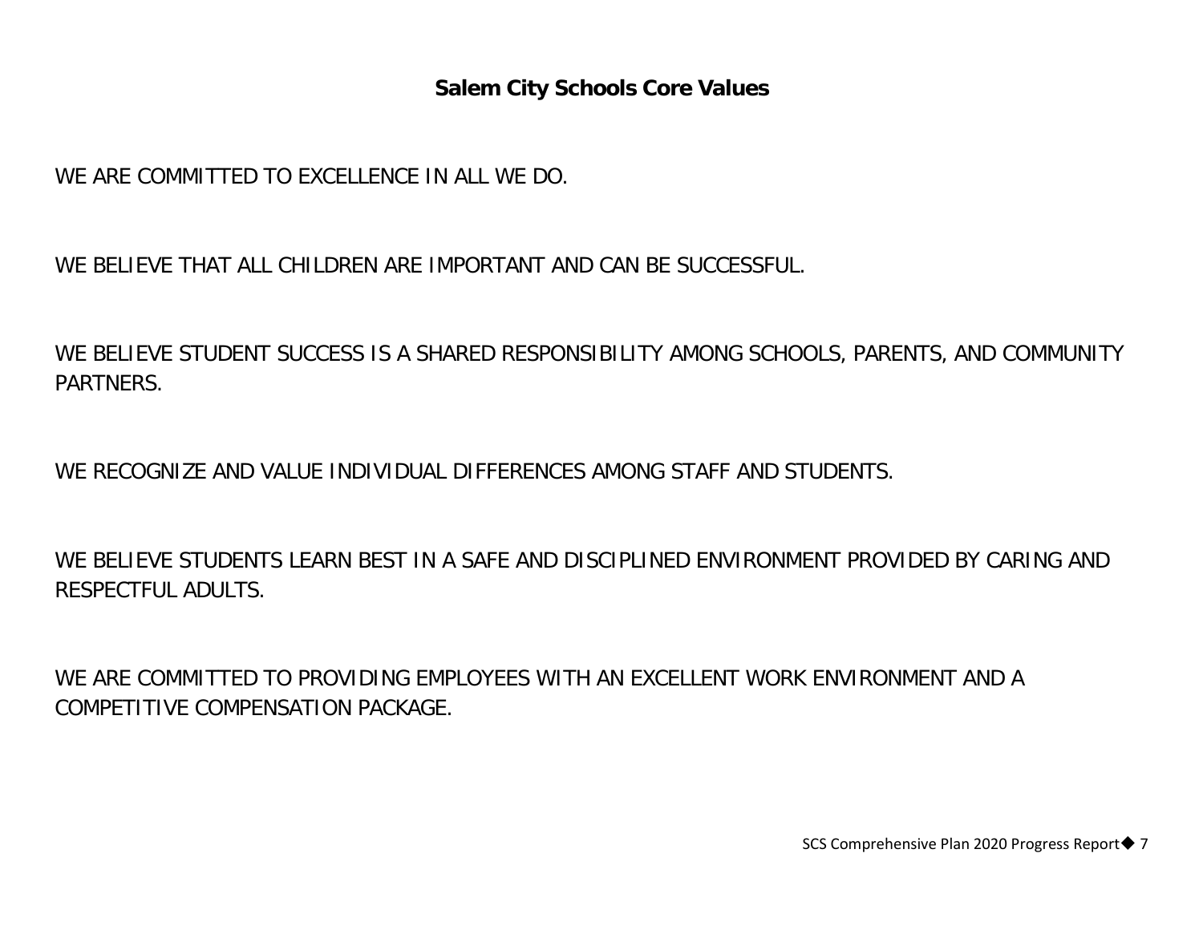# Salem City Schools Core Values

WE ARE COMMITTED TO EXCELLENCE IN ALL WE DO.

WE BELIEVE THAT ALL CHILDREN ARE IMPORTANT AND CAN BE SUCCESSFUL.

WE BELIEVE STUDENT SUCCESS IS A SHARED RESPONSIBILITY AMONG SCHOOLS, PARENTS, AND COMMUNITY PARTNERS.

WE RECOGNIZE AND VALUE INDIVIDUAL DIFFERENCES AMONG STAFF AND STUDENTS.

WE BELIEVE STUDENTS LEARN BEST IN A SAFE AND DISCIPLINED ENVIRONMENT PROVIDED BY CARING AND RESPECTFUL ADULTS.

WE ARE COMMITTED TO PROVIDING EMPLOYEES WITH AN EXCELLENT WORK ENVIRONMENT AND A COMPETITIVE COMPENSATION PACKAGE.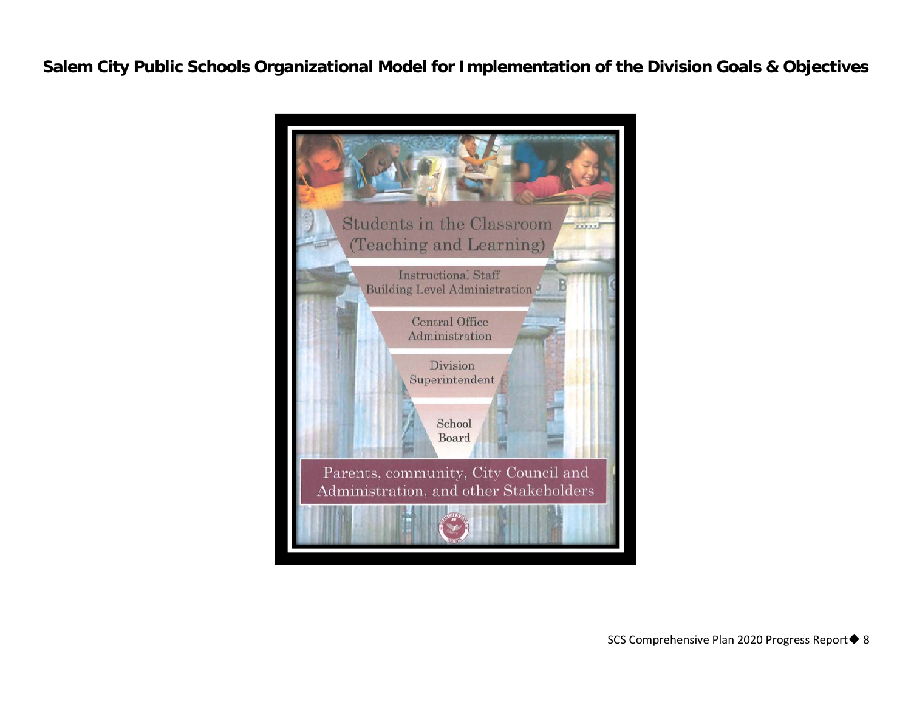# Salem City Public Schools Organizational Model for Implementation of the Division Goals & Objectives

Students in the Classroom (Teaching and Learning)

Instructional Staff
Building Level Administration

Central Office
Administration

Division
Superintendent

School
Board

Parents, community, City Council and Administration, and other Stakeholders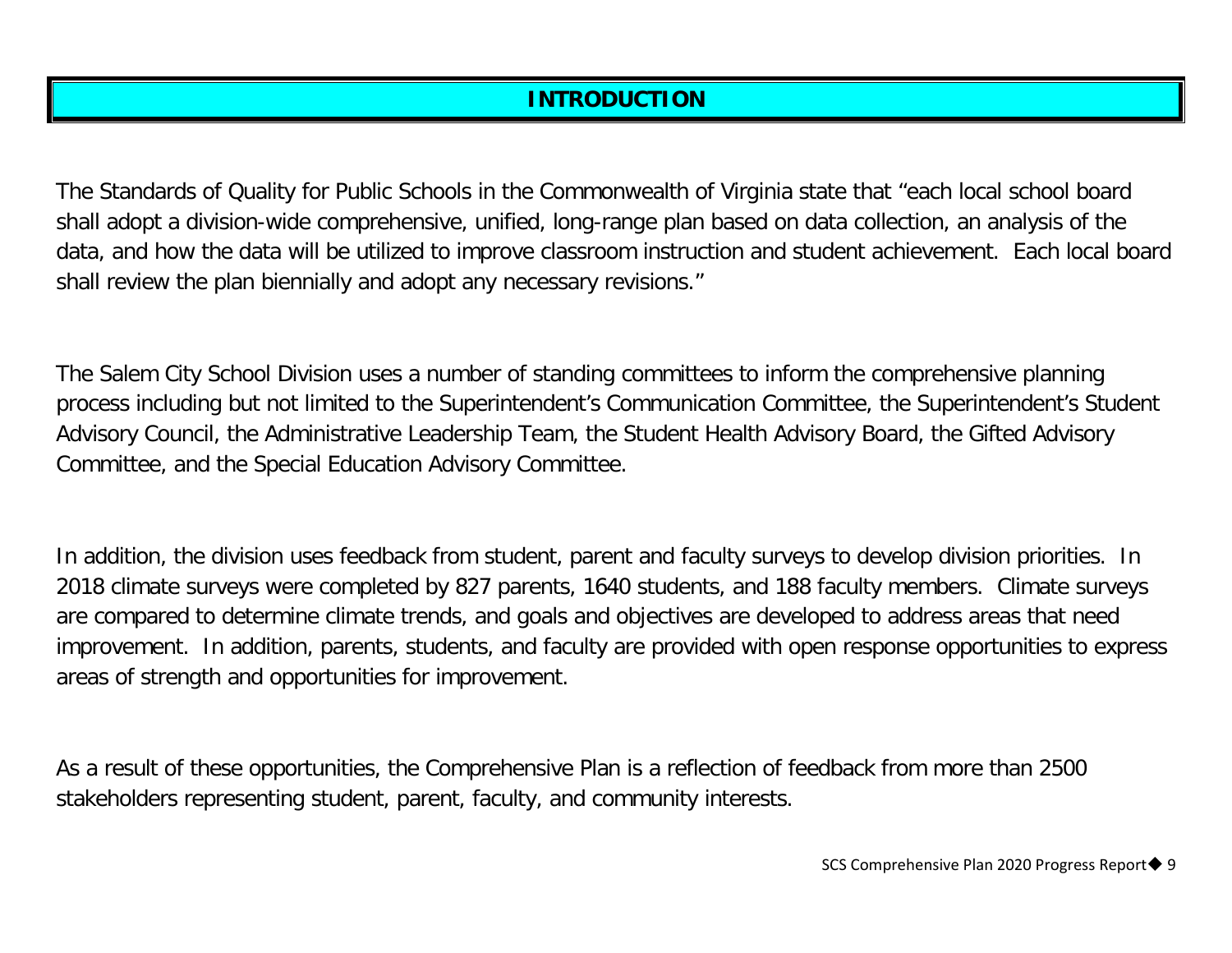# INTRODUCTION

The Standards of Quality for Public Schools in the Commonwealth of Virginia state that "each local school board shall adopt a division-wide comprehensive, unified, long-range plan based on data collection, an analysis of the data, and how the data will be utilized to improve classroom instruction and student achievement. Each local board shall review the plan biennially and adopt any necessary revisions."

The Salem City School Division uses a number of standing committees to inform the comprehensive planning process including but not limited to the Superintendent's Communication Committee, the Superintendent's Student Advisory Council, the Administrative Leadership Team, the Student Health Advisory Board, the Gifted Advisory Committee, and the Special Education Advisory Committee.

In addition, the division uses feedback from student, parent and faculty surveys to develop division priorities. In 2018 climate surveys were completed by 827 parents, 1640 students, and 188 faculty members. Climate surveys are compared to determine climate trends, and goals and objectives are developed to address areas that need improvement. In addition, parents, students, and faculty are provided with open response opportunities to express areas of strength and opportunities for improvement.

As a result of these opportunities, the Comprehensive Plan is a reflection of feedback from more than 2500 stakeholders representing student, parent, faculty, and community interests.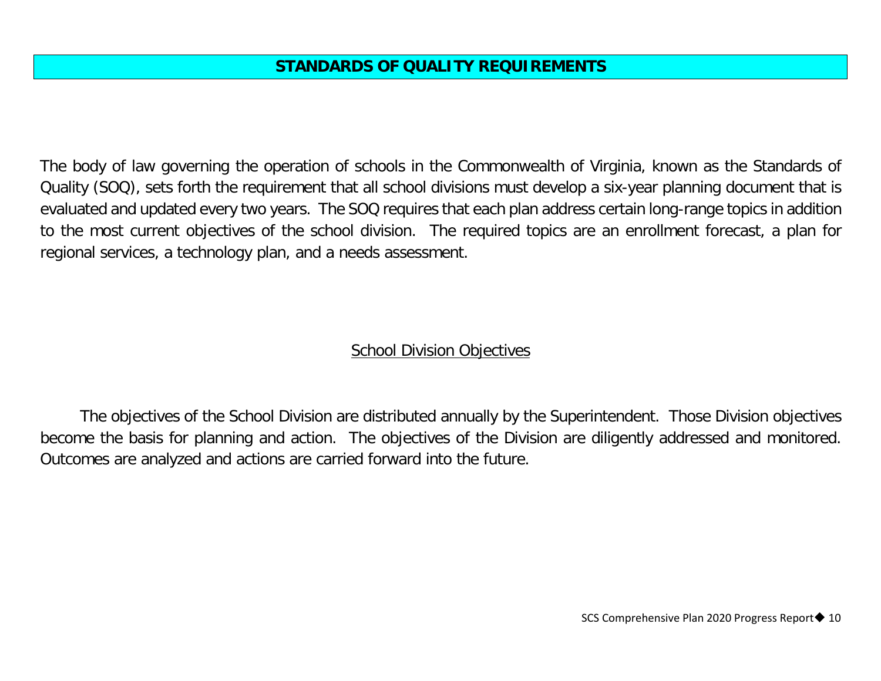# STANDARDS OF QUALITY REQUIREMENTS

The body of law governing the operation of schools in the Commonwealth of Virginia, known as the Standards of Quality (SOQ), sets forth the requirement that all school divisions must develop a six-year planning document that is evaluated and updated every two years. The SOQ requires that each plan address certain long-range topics in addition to the most current objectives of the school division. The required topics are an enrollment forecast, a plan for regional services, a technology plan, and a needs assessment.

## School Division Objectives

The objectives of the School Division are distributed annually by the Superintendent. Those Division objectives become the basis for planning and action. The objectives of the Division are diligently addressed and monitored. Outcomes are analyzed and actions are carried forward into the future.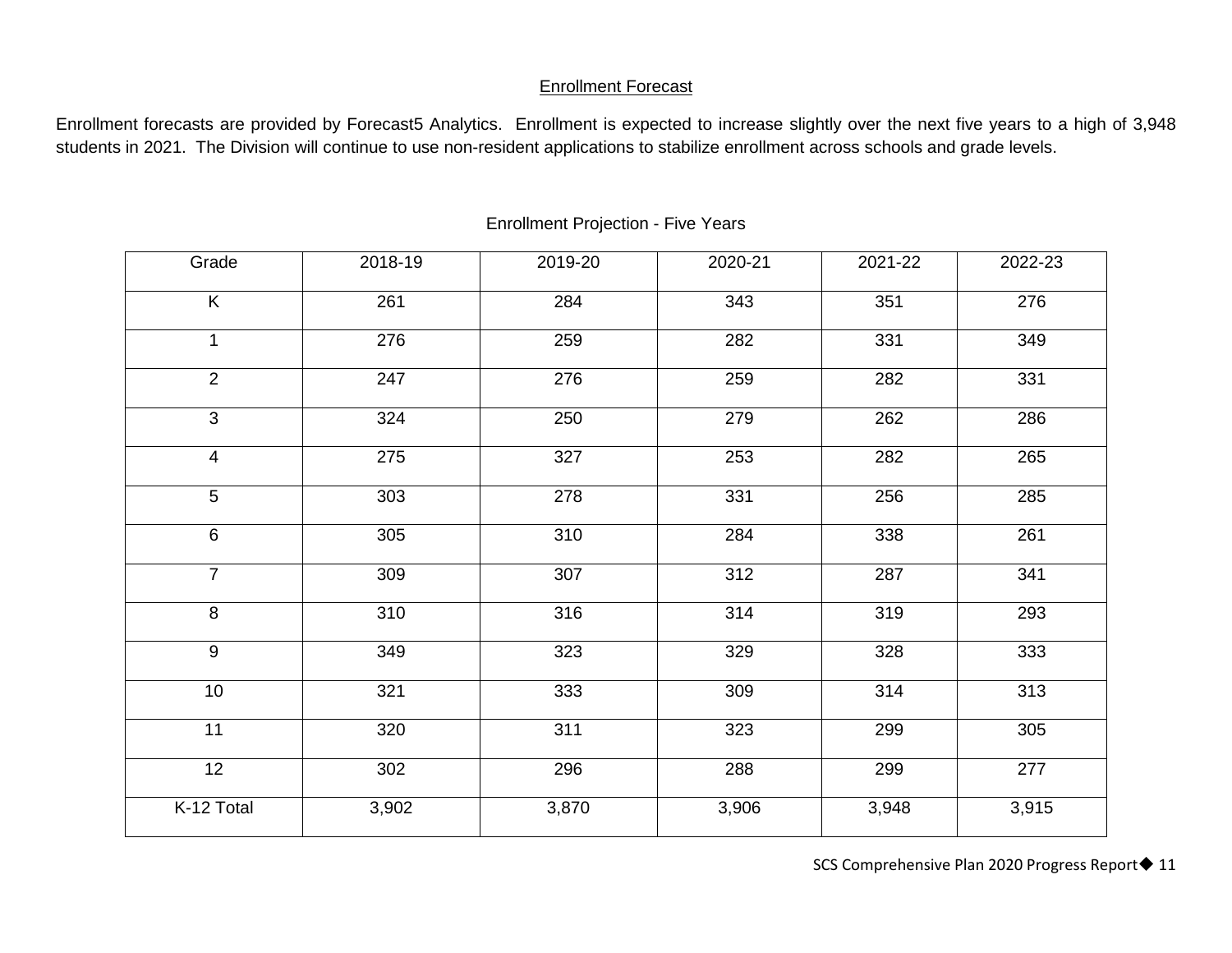## Enrollment Forecast

Enrollment forecasts are provided by Forecast5 Analytics. Enrollment is expected to increase slightly over the next five years to a high of 3,948 students in 2021. The Division will continue to use non-resident applications to stabilize enrollment across schools and grade levels.

### Enrollment Projection - Five Years

| Grade | 2018-19 | 2019-20 | 2020-21 | 2021-22 | 2022-23 |
|---|---|---|---|---|---|
| K | 261 | 284 | 343 | 351 | 276 |
| 1 | 276 | 259 | 282 | 331 | 349 |
| 2 | 247 | 276 | 259 | 282 | 331 |
| 3 | 324 | 250 | 279 | 262 | 286 |
| 4 | 275 | 327 | 253 | 282 | 265 |
| 5 | 303 | 278 | 331 | 256 | 285 |
| 6 | 305 | 310 | 284 | 338 | 261 |
| 7 | 309 | 307 | 312 | 287 | 341 |
| 8 | 310 | 316 | 314 | 319 | 293 |
| 9 | 349 | 323 | 329 | 328 | 333 |
| 10 | 321 | 333 | 309 | 314 | 313 |
| 11 | 320 | 311 | 323 | 299 | 305 |
| 12 | 302 | 296 | 288 | 299 | 277 |
| K-12 Total | 3,902 | 3,870 | 3,906 | 3,948 | 3,915 |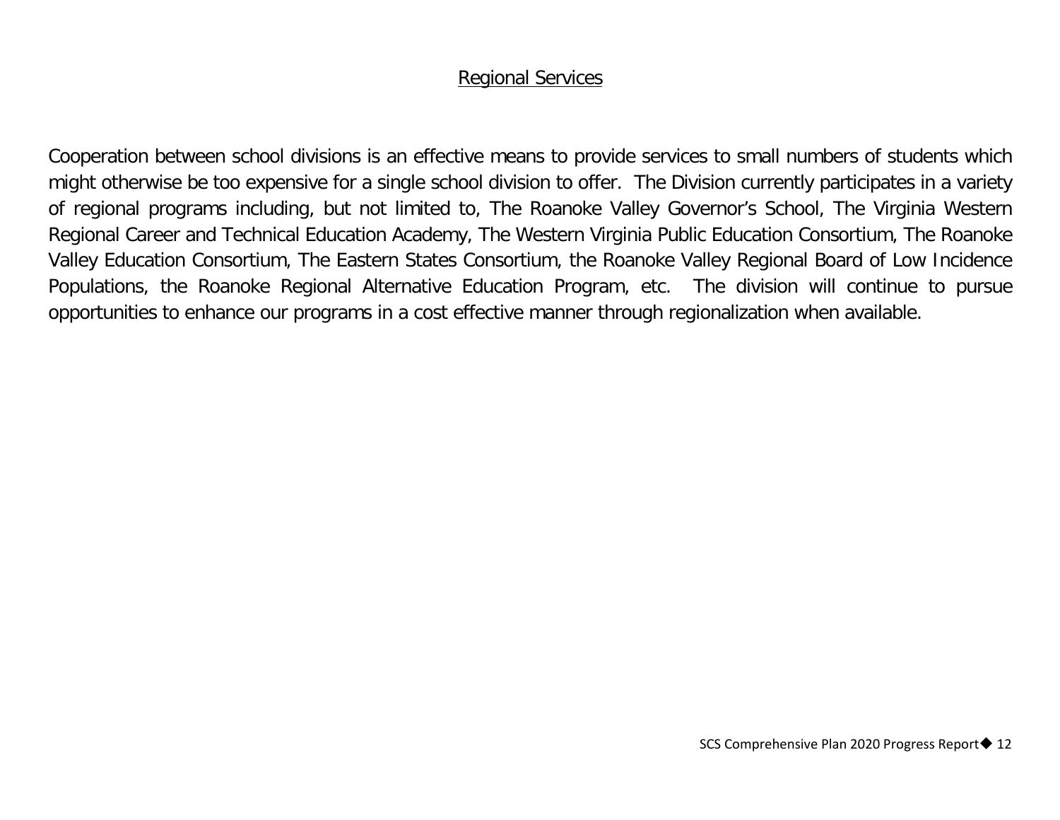## Regional Services

Cooperation between school divisions is an effective means to provide services to small numbers of students which might otherwise be too expensive for a single school division to offer. The Division currently participates in a variety of regional programs including, but not limited to, The Roanoke Valley Governor's School, The Virginia Western Regional Career and Technical Education Academy, The Western Virginia Public Education Consortium, The Roanoke Valley Education Consortium, The Eastern States Consortium, the Roanoke Valley Regional Board of Low Incidence Populations, the Roanoke Regional Alternative Education Program, etc. The division will continue to pursue opportunities to enhance our programs in a cost effective manner through regionalization when available.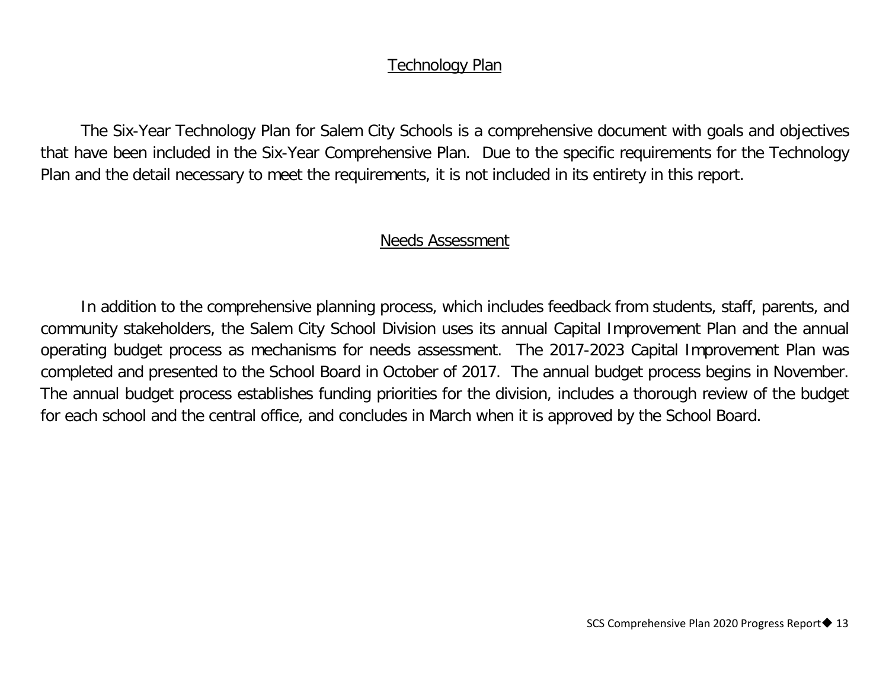## Technology Plan

The Six-Year Technology Plan for Salem City Schools is a comprehensive document with goals and objectives that have been included in the Six-Year Comprehensive Plan. Due to the specific requirements for the Technology Plan and the detail necessary to meet the requirements, it is not included in its entirety in this report.

## Needs Assessment

In addition to the comprehensive planning process, which includes feedback from students, staff, parents, and community stakeholders, the Salem City School Division uses its annual Capital Improvement Plan and the annual operating budget process as mechanisms for needs assessment. The 2017-2023 Capital Improvement Plan was completed and presented to the School Board in October of 2017. The annual budget process begins in November. The annual budget process establishes funding priorities for the division, includes a thorough review of the budget for each school and the central office, and concludes in March when it is approved by the School Board.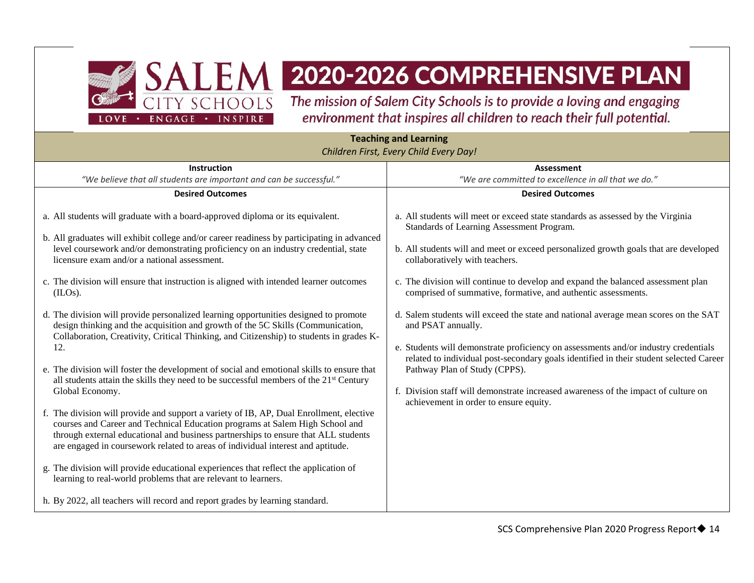# 2020-2026 COMPREHENSIVE PLAN

*The mission of Salem City Schools is to provide a loving and engaging environment that inspires all children to reach their full potential.*

## Teaching and Learning

*Children First, Every Child Every Day!*

### Instruction

*"We believe that all students are important and can be successful."*

**Desired Outcomes**

a. All students will graduate with a board-approved diploma or its equivalent.

b. All graduates will exhibit college and/or career readiness by participating in advanced level coursework and/or demonstrating proficiency on an industry credential, state licensure exam and/or a national assessment.

c. The division will ensure that instruction is aligned with intended learner outcomes (ILOs).

d. The division will provide personalized learning opportunities designed to promote design thinking and the acquisition and growth of the 5C Skills (Communication, Collaboration, Creativity, Critical Thinking, and Citizenship) to students in grades K-12.

e. The division will foster the development of social and emotional skills to ensure that all students attain the skills they need to be successful members of the 21st Century Global Economy.

f. The division will provide and support a variety of IB, AP, Dual Enrollment, elective courses and Career and Technical Education programs at Salem High School and through external educational and business partnerships to ensure that ALL students are engaged in coursework related to areas of individual interest and aptitude.

g. The division will provide educational experiences that reflect the application of learning to real-world problems that are relevant to learners.

h. By 2022, all teachers will record and report grades by learning standard.

### Assessment

*"We are committed to excellence in all that we do."*

**Desired Outcomes**

a. All students will meet or exceed state standards as assessed by the Virginia Standards of Learning Assessment Program.

b. All students will and meet or exceed personalized growth goals that are developed collaboratively with teachers.

c. The division will continue to develop and expand the balanced assessment plan comprised of summative, formative, and authentic assessments.

d. Salem students will exceed the state and national average mean scores on the SAT and PSAT annually.

e. Students will demonstrate proficiency on assessments and/or industry credentials related to individual post-secondary goals identified in their student selected Career Pathway Plan of Study (CPPS).

f. Division staff will demonstrate increased awareness of the impact of culture on achievement in order to ensure equity.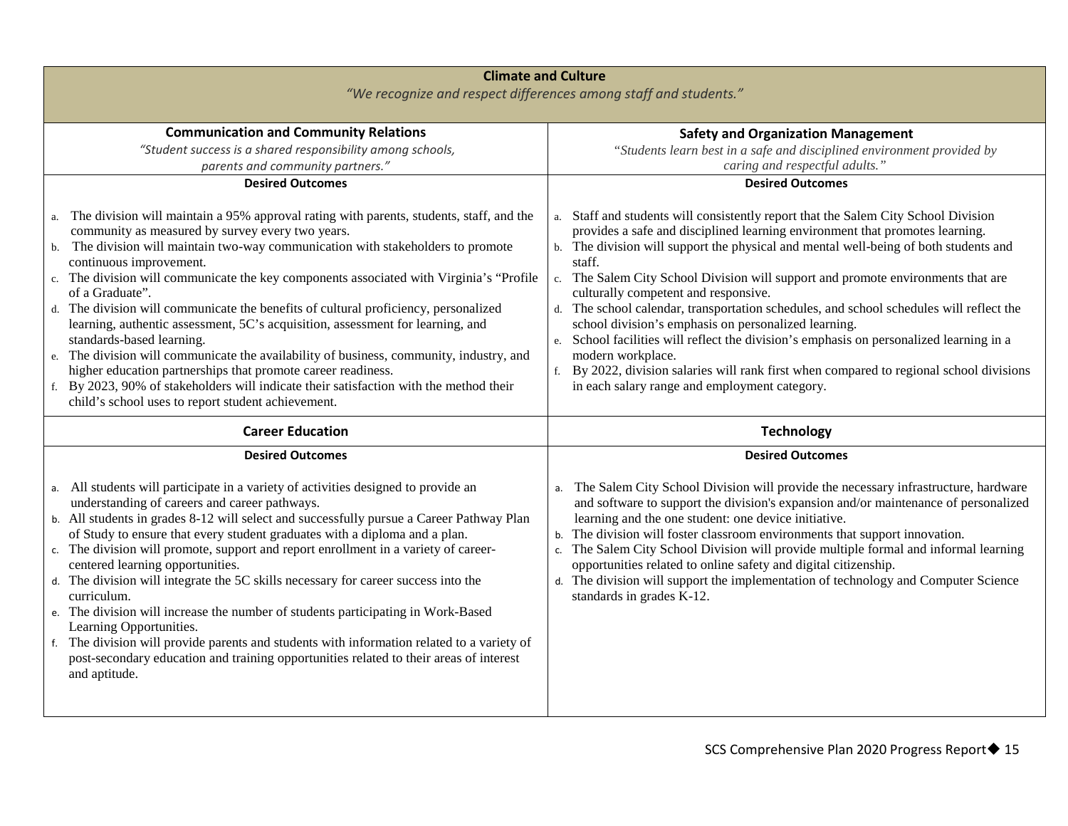## Climate and Culture

*"We recognize and respect differences among staff and students."*

### Communication and Community Relations

*"Student success is a shared responsibility among schools, parents and community partners."*

**Desired Outcomes**

a. The division will maintain a 95% approval rating with parents, students, staff, and the community as measured by survey every two years.
b. The division will maintain two-way communication with stakeholders to promote continuous improvement.
c. The division will communicate the key components associated with Virginia's "Profile of a Graduate".
d. The division will communicate the benefits of cultural proficiency, personalized learning, authentic assessment, 5C's acquisition, assessment for learning, and standards-based learning.
e. The division will communicate the availability of business, community, industry, and higher education partnerships that promote career readiness.
f. By 2023, 90% of stakeholders will indicate their satisfaction with the method their child's school uses to report student achievement.

### Safety and Organization Management

*"Students learn best in a safe and disciplined environment provided by caring and respectful adults."*

**Desired Outcomes**

a. Staff and students will consistently report that the Salem City School Division provides a safe and disciplined learning environment that promotes learning.
b. The division will support the physical and mental well-being of both students and staff.
c. The Salem City School Division will support and promote environments that are culturally competent and responsive.
d. The school calendar, transportation schedules, and school schedules will reflect the school division's emphasis on personalized learning.
e. School facilities will reflect the division's emphasis on personalized learning in a modern workplace.
f. By 2022, division salaries will rank first when compared to regional school divisions in each salary range and employment category.

### Career Education

**Desired Outcomes**

a. All students will participate in a variety of activities designed to provide an understanding of careers and career pathways.
b. All students in grades 8-12 will select and successfully pursue a Career Pathway Plan of Study to ensure that every student graduates with a diploma and a plan.
c. The division will promote, support and report enrollment in a variety of career-centered learning opportunities.
d. The division will integrate the 5C skills necessary for career success into the curriculum.
e. The division will increase the number of students participating in Work-Based Learning Opportunities.
f. The division will provide parents and students with information related to a variety of post-secondary education and training opportunities related to their areas of interest and aptitude.

### Technology

**Desired Outcomes**

a. The Salem City School Division will provide the necessary infrastructure, hardware and software to support the division's expansion and/or maintenance of personalized learning and the one student: one device initiative.
b. The division will foster classroom environments that support innovation.
c. The Salem City School Division will provide multiple formal and informal learning opportunities related to online safety and digital citizenship.
d. The division will support the implementation of technology and Computer Science standards in grades K-12.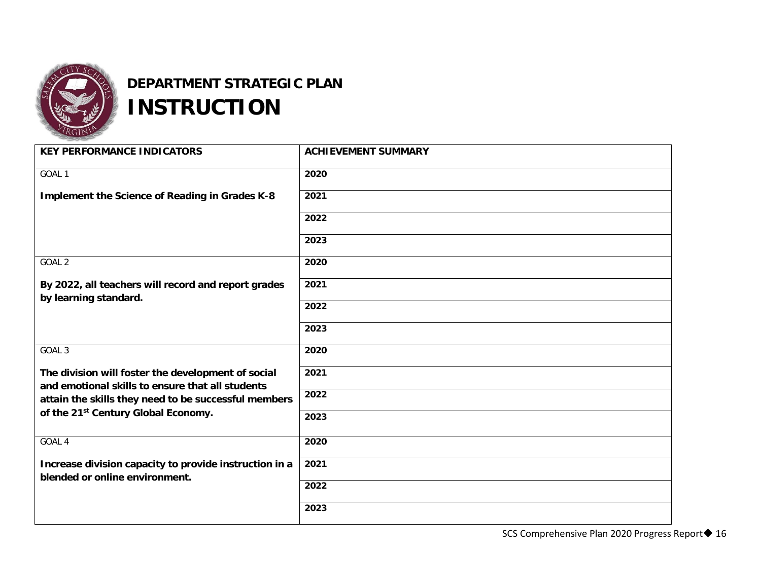# DEPARTMENT STRATEGIC PLAN

# INSTRUCTION

| KEY PERFORMANCE INDICATORS | ACHIEVEMENT SUMMARY |
|---|---|
| GOAL 1 | **2020** |
| **Implement the Science of Reading in Grades K-8** | **2021** |
| | **2022** |
| | **2023** |
| GOAL 2 | **2020** |
| **By 2022, all teachers will record and report grades by learning standard.** | **2021** |
| | **2022** |
| | **2023** |
| GOAL 3 | **2020** |
| **The division will foster the development of social and emotional skills to ensure that all students attain the skills they need to be successful members of the 21st Century Global Economy.** | **2021** |
| | **2022** |
| | **2023** |
| GOAL 4 | **2020** |
| **Increase division capacity to provide instruction in a blended or online environment.** | **2021** |
| | **2022** |
| | **2023** |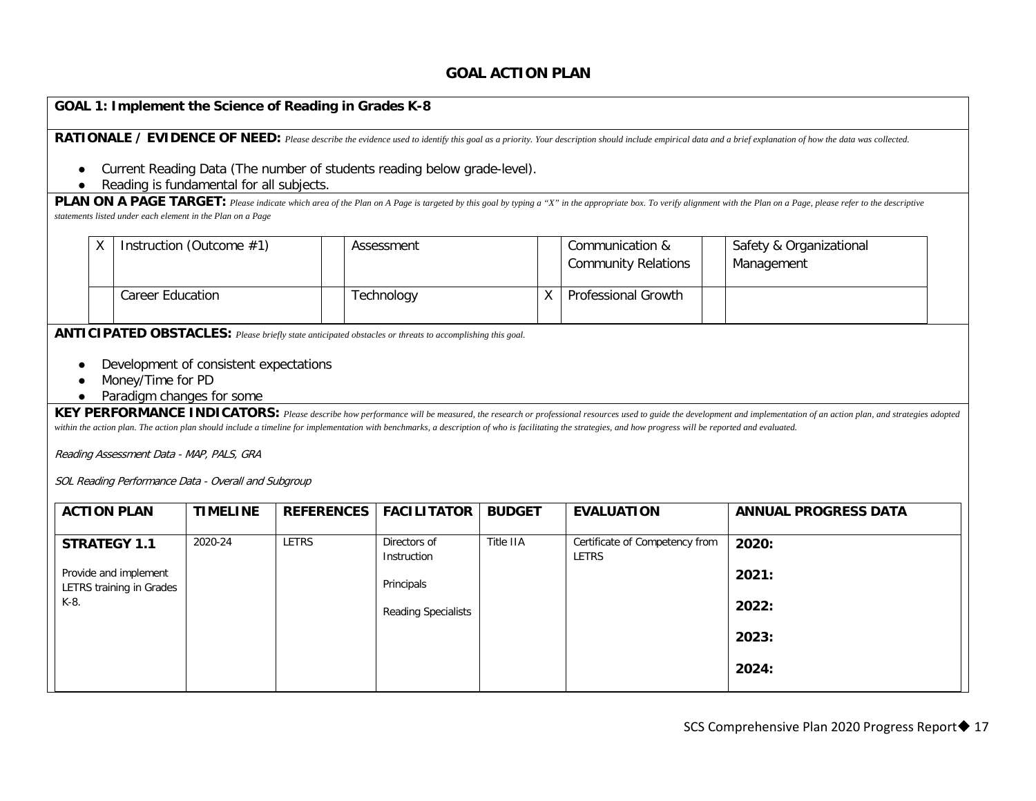# GOAL ACTION PLAN

**GOAL 1: Implement the Science of Reading in Grades K-8**

**RATIONALE / EVIDENCE OF NEED:** *Please describe the evidence used to identify this goal as a priority. Your description should include empirical data and a brief explanation of how the data was collected.*

- Current Reading Data (The number of students reading below grade-level).
- Reading is fundamental for all subjects.

**PLAN ON A PAGE TARGET:** *Please indicate which area of the Plan on A Page is targeted by this goal by typing a "X" in the appropriate box. To verify alignment with the Plan on a Page, please refer to the descriptive statements listed under each element in the Plan on a Page*

| | | | | | | | |
|---|---|---|---|---|---|---|---|
| X | Instruction (Outcome #1) | | Assessment | | Communication & Community Relations | | Safety & Organizational Management |
| | Career Education | | Technology | X | Professional Growth | | |

**ANTICIPATED OBSTACLES:** *Please briefly state anticipated obstacles or threats to accomplishing this goal.*

- Development of consistent expectations
- Money/Time for PD
- Paradigm changes for some

**KEY PERFORMANCE INDICATORS:** *Please describe how performance will be measured, the research or professional resources used to guide the development and implementation of an action plan, and strategies adopted within the action plan. The action plan should include a timeline for implementation with benchmarks, a description of who is facilitating the strategies, and how progress will be reported and evaluated.*

*Reading Assessment Data - MAP, PALS, GRA*

*SOL Reading Performance Data - Overall and Subgroup*

| ACTION PLAN | TIMELINE | REFERENCES | FACILITATOR | BUDGET | EVALUATION | ANNUAL PROGRESS DATA |
|---|---|---|---|---|---|---|
| **STRATEGY 1.1**<br><br>Provide and implement LETRS training in Grades K-8. | 2020-24 | LETRS | Directors of Instruction<br><br>Principals<br><br>Reading Specialists | Title IIA | Certificate of Competency from LETRS | **2020:**<br><br>**2021:**<br><br>**2022:**<br><br>**2023:**<br><br>**2024:** |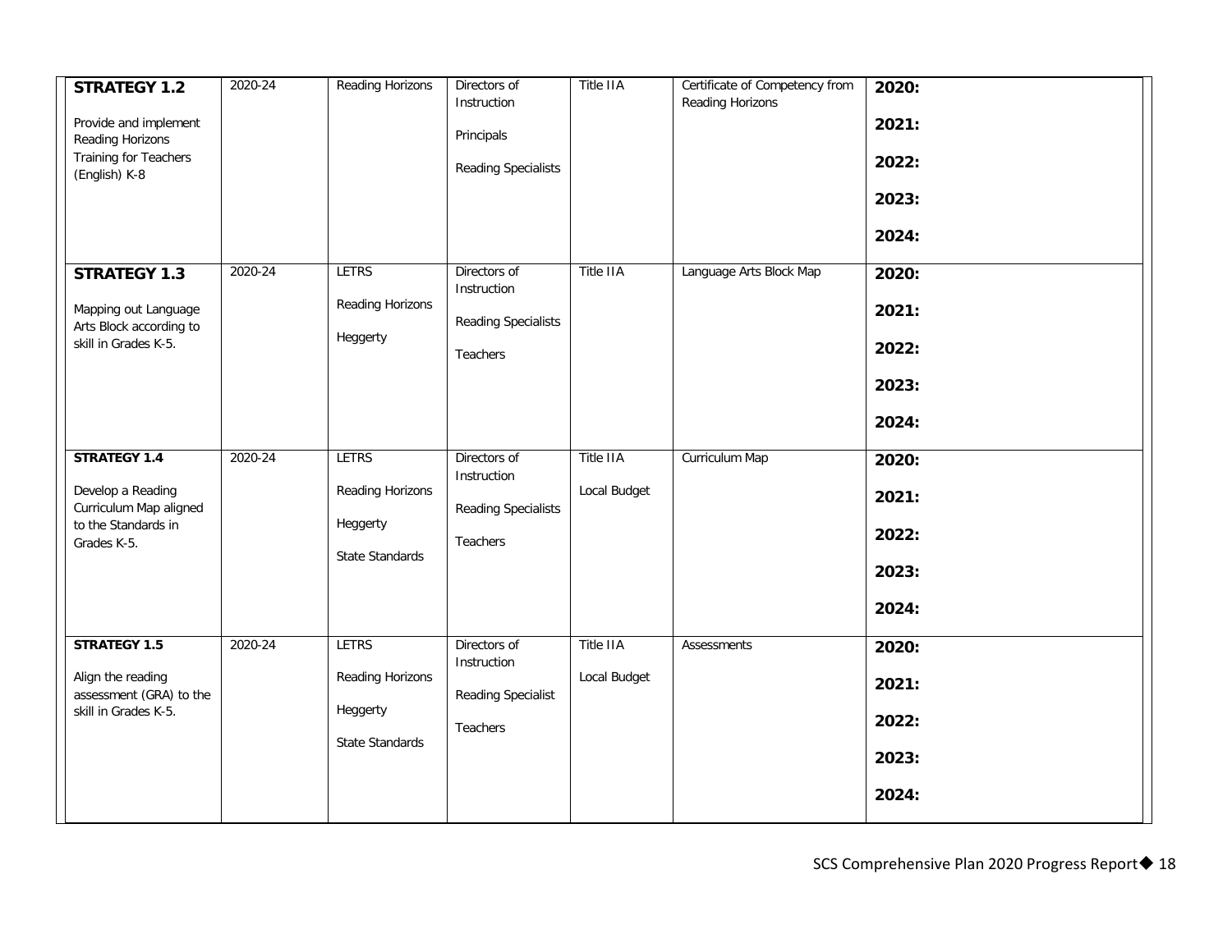| | | | | | | |
|---|---|---|---|---|---|---|
| **STRATEGY 1.2**<br><br>Provide and implement Reading Horizons Training for Teachers (English) K-8 | 2020-24 | Reading Horizons | Directors of Instruction<br><br>Principals<br><br>Reading Specialists | Title IIA | Certificate of Competency from Reading Horizons | **2020:**<br><br>**2021:**<br><br>**2022:**<br><br>**2023:**<br><br>**2024:** |
| **STRATEGY 1.3**<br><br>Mapping out Language Arts Block according to skill in Grades K-5. | 2020-24 | LETRS<br><br>Reading Horizons<br><br>Heggerty | Directors of Instruction<br><br>Reading Specialists<br><br>Teachers | Title IIA | Language Arts Block Map | **2020:**<br><br>**2021:**<br><br>**2022:**<br><br>**2023:**<br><br>**2024:** |
| **STRATEGY 1.4**<br><br>Develop a Reading Curriculum Map aligned to the Standards in Grades K-5. | 2020-24 | LETRS<br><br>Reading Horizons<br><br>Heggerty<br><br>State Standards | Directors of Instruction<br><br>Reading Specialists<br><br>Teachers | Title IIA<br><br>Local Budget | Curriculum Map | **2020:**<br><br>**2021:**<br><br>**2022:**<br><br>**2023:**<br><br>**2024:** |
| **STRATEGY 1.5**<br><br>Align the reading assessment (GRA) to the skill in Grades K-5. | 2020-24 | LETRS<br><br>Reading Horizons<br><br>Heggerty<br><br>State Standards | Directors of Instruction<br><br>Reading Specialist<br><br>Teachers | Title IIA<br><br>Local Budget | Assessments | **2020:**<br><br>**2021:**<br><br>**2022:**<br><br>**2023:**<br><br>**2024:** |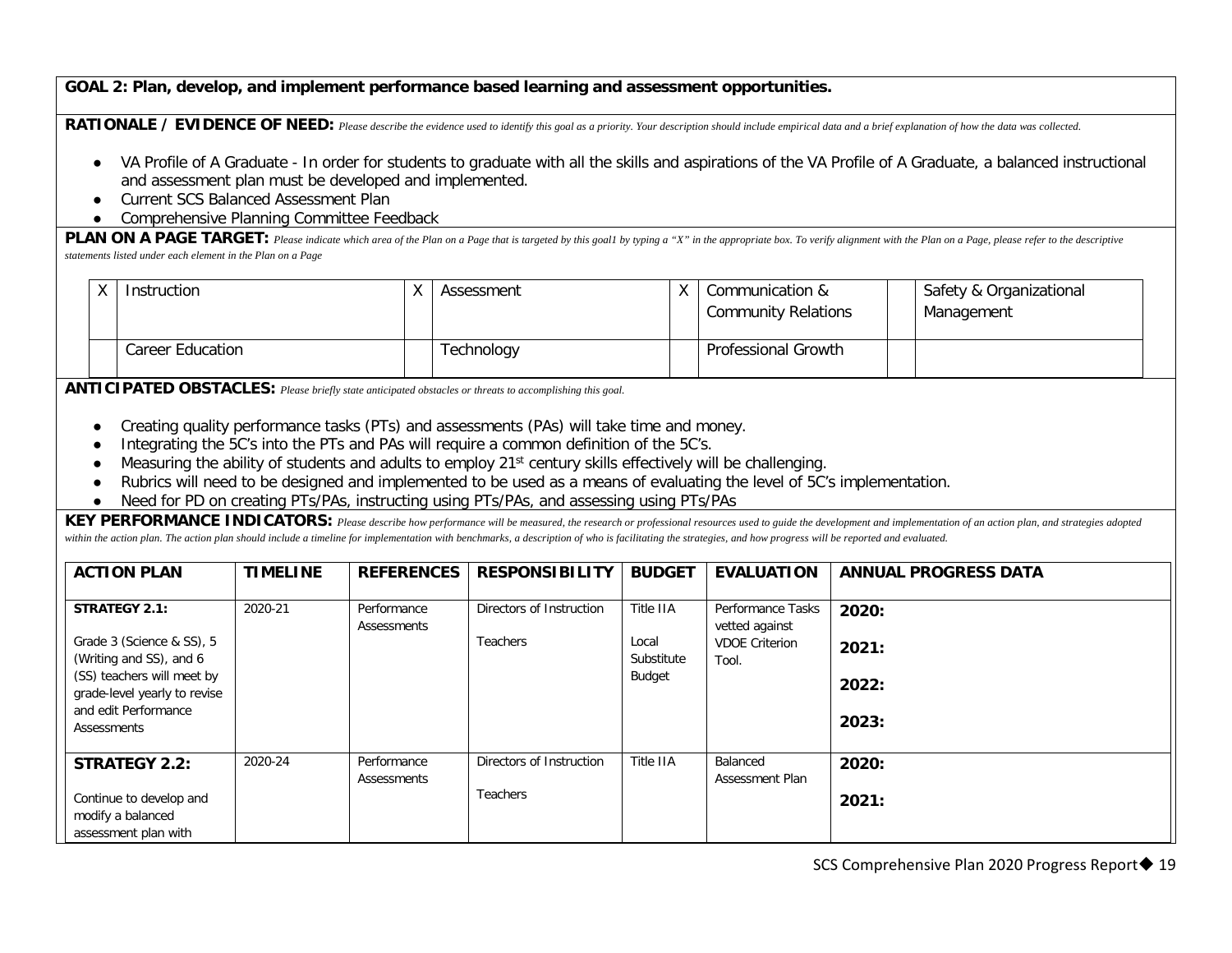**GOAL 2: Plan, develop, and implement performance based learning and assessment opportunities.**

**RATIONALE / EVIDENCE OF NEED:** *Please describe the evidence used to identify this goal as a priority. Your description should include empirical data and a brief explanation of how the data was collected.*

- VA Profile of A Graduate - In order for students to graduate with all the skills and aspirations of the VA Profile of A Graduate, a balanced instructional and assessment plan must be developed and implemented.
- Current SCS Balanced Assessment Plan
- Comprehensive Planning Committee Feedback

**PLAN ON A PAGE TARGET:** *Please indicate which area of the Plan on a Page that is targeted by this goal1 by typing a "X" in the appropriate box. To verify alignment with the Plan on a Page, please refer to the descriptive statements listed under each element in the Plan on a Page*

| | | | | | | | |
|---|---|---|---|---|---|---|---|
| X | Instruction | X | Assessment | X | Communication & Community Relations | | Safety & Organizational Management |
| | Career Education | | Technology | | Professional Growth | | |

**ANTICIPATED OBSTACLES:** *Please briefly state anticipated obstacles or threats to accomplishing this goal.*

- Creating quality performance tasks (PTs) and assessments (PAs) will take time and money.
- Integrating the 5C's into the PTs and PAs will require a common definition of the 5C's.
- Measuring the ability of students and adults to employ 21st century skills effectively will be challenging.
- Rubrics will need to be designed and implemented to be used as a means of evaluating the level of 5C's implementation.
- Need for PD on creating PTs/PAs, instructing using PTs/PAs, and assessing using PTs/PAs

**KEY PERFORMANCE INDICATORS:** *Please describe how performance will be measured, the research or professional resources used to guide the development and implementation of an action plan, and strategies adopted within the action plan. The action plan should include a timeline for implementation with benchmarks, a description of who is facilitating the strategies, and how progress will be reported and evaluated.*

| ACTION PLAN | TIMELINE | REFERENCES | RESPONSIBILITY | BUDGET | EVALUATION | ANNUAL PROGRESS DATA |
|---|---|---|---|---|---|---|
| **STRATEGY 2.1:**<br><br>Grade 3 (Science & SS), 5 (Writing and SS), and 6 (SS) teachers will meet by grade-level yearly to revise and edit Performance Assessments | 2020-21 | Performance Assessments | Directors of Instruction<br><br>Teachers | Title IIA<br><br>Local Substitute Budget | Performance Tasks vetted against VDOE Criterion Tool. | **2020:**<br><br>**2021:**<br><br>**2022:**<br><br>**2023:** |
| **STRATEGY 2.2:**<br><br>Continue to develop and modify a balanced assessment plan with | 2020-24 | Performance Assessments | Directors of Instruction<br><br>Teachers | Title IIA | Balanced Assessment Plan | **2020:**<br><br>**2021:** |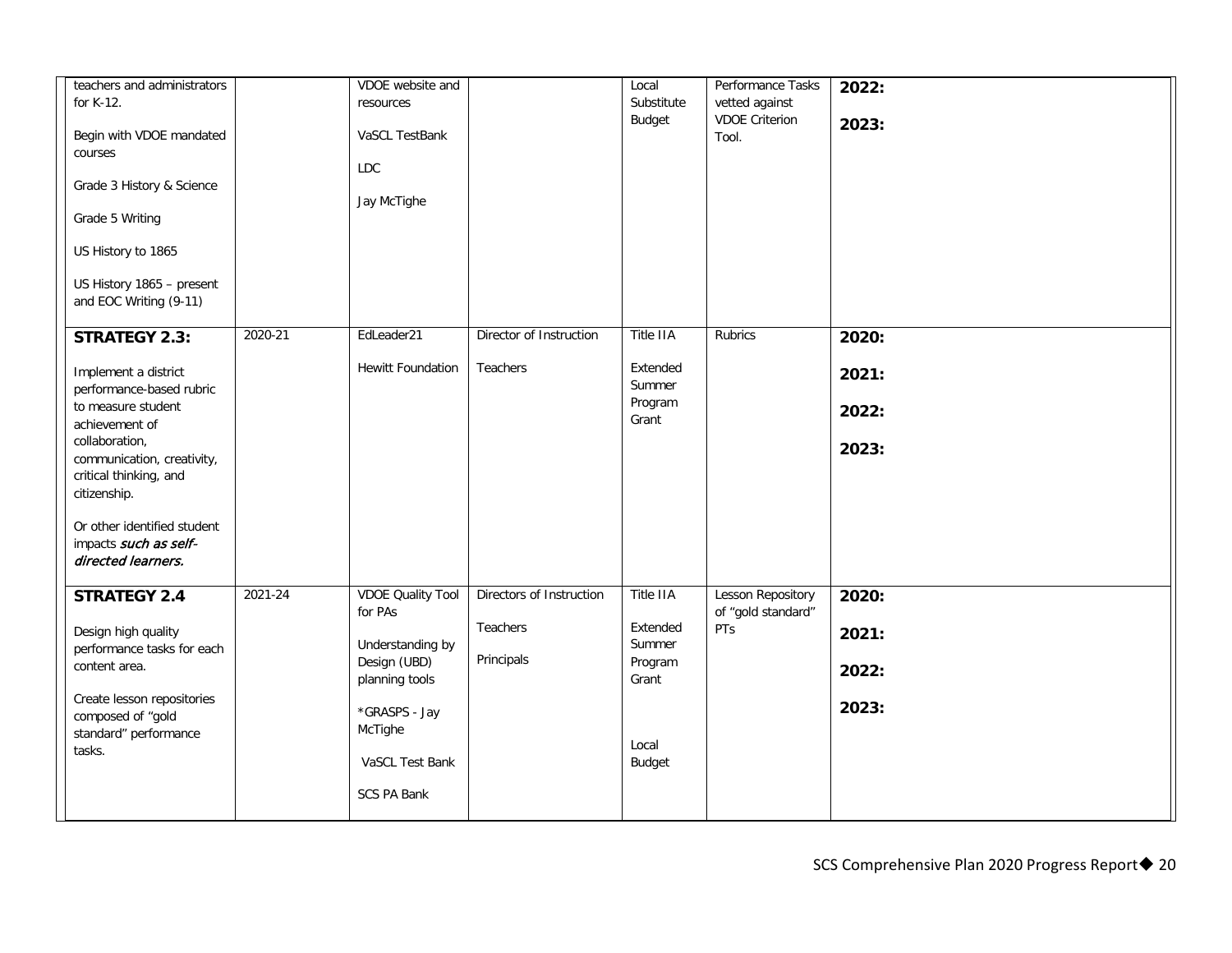| | | | | | | |
|---|---|---|---|---|---|---|
| teachers and administrators for K-12.<br><br>Begin with VDOE mandated courses<br><br>Grade 3 History & Science<br><br>Grade 5 Writing<br><br>US History to 1865<br><br>US History 1865 – present and EOC Writing (9-11) | | VDOE website and resources<br><br>VaSCL TestBank<br><br>LDC<br><br>Jay McTighe | | Local Substitute Budget | Performance Tasks vetted against VDOE Criterion Tool. | **2022:**<br><br>**2023:** |
| **STRATEGY 2.3:**<br><br>Implement a district performance-based rubric to measure student achievement of collaboration, communication, creativity, critical thinking, and citizenship.<br><br>Or other identified student impacts ***such as self-directed learners.*** | 2020-21 | EdLeader21<br><br>Hewitt Foundation | Director of Instruction<br><br>Teachers | Title IIA<br><br>Extended Summer Program Grant | Rubrics | **2020:**<br><br>**2021:**<br><br>**2022:**<br><br>**2023:** |
| **STRATEGY 2.4**<br><br>Design high quality performance tasks for each content area.<br><br>Create lesson repositories composed of "gold standard" performance tasks. | 2021-24 | VDOE Quality Tool for PAs<br><br>Understanding by Design (UBD) planning tools<br><br>*GRASPS - Jay McTighe<br><br>VaSCL Test Bank<br><br>SCS PA Bank | Directors of Instruction<br><br>Teachers<br><br>Principals | Title IIA<br><br>Extended Summer Program Grant<br><br>Local Budget | Lesson Repository of "gold standard" PTs | **2020:**<br><br>**2021:**<br><br>**2022:**<br><br>**2023:** |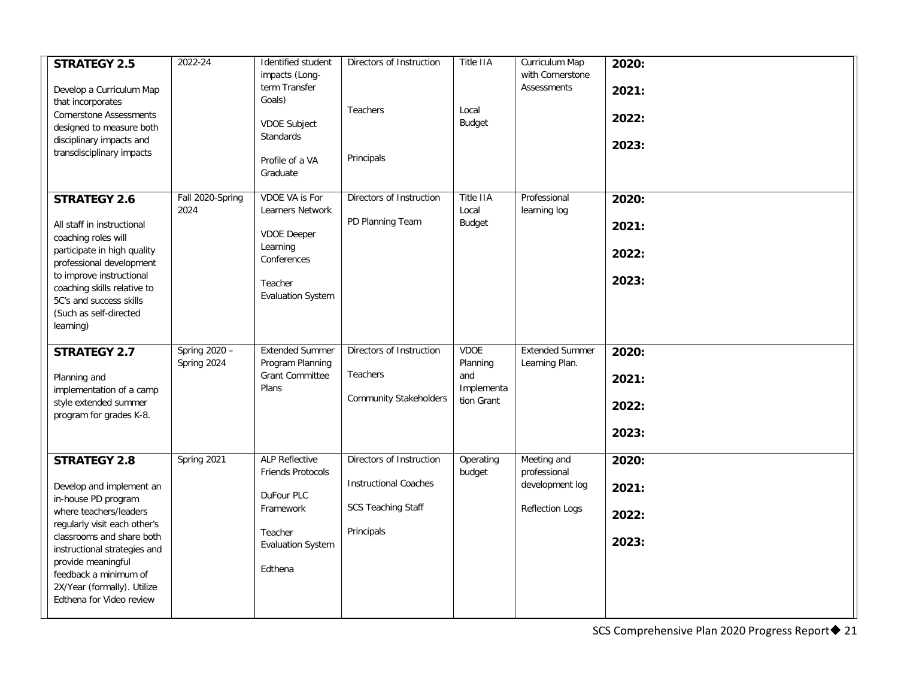| | | | | | | |
|---|---|---|---|---|---|---|
| **STRATEGY 2.5**<br><br>Develop a Curriculum Map that incorporates Cornerstone Assessments designed to measure both disciplinary impacts and transdisciplinary impacts | 2022-24 | Identified student impacts (Long-term Transfer Goals)<br><br>VDOE Subject Standards<br><br>Profile of a VA Graduate | Directors of Instruction<br><br>Teachers<br><br>Principals | Title IIA<br><br>Local Budget | Curriculum Map with Cornerstone Assessments | **2020:**<br><br>**2021:**<br><br>**2022:**<br><br>**2023:** |
| **STRATEGY 2.6**<br><br>All staff in instructional coaching roles will participate in high quality professional development to improve instructional coaching skills relative to 5C's and success skills (Such as self-directed learning) | Fall 2020-Spring 2024 | VDOE VA is For Learners Network<br><br>VDOE Deeper Learning Conferences<br><br>Teacher Evaluation System | Directors of Instruction<br><br>PD Planning Team | Title IIA Local Budget | Professional learning log | **2020:**<br><br>**2021:**<br><br>**2022:**<br><br>**2023:** |
| **STRATEGY 2.7**<br><br>Planning and implementation of a camp style extended summer program for grades K-8. | Spring 2020 – Spring 2024 | Extended Summer Program Planning Grant Committee Plans | Directors of Instruction<br><br>Teachers<br><br>Community Stakeholders | VDOE Planning and Implementation Grant | Extended Summer Learning Plan. | **2020:**<br><br>**2021:**<br><br>**2022:**<br><br>**2023:** |
| **STRATEGY 2.8**<br><br>Develop and implement an in-house PD program where teachers/leaders regularly visit each other's classrooms and share both instructional strategies and provide meaningful feedback a minimum of 2X/Year (formally). Utilize Edthena for Video review | Spring 2021 | ALP Reflective Friends Protocols<br><br>DuFour PLC Framework<br><br>Teacher Evaluation System<br><br>Edthena | Directors of Instruction<br><br>Instructional Coaches<br><br>SCS Teaching Staff<br><br>Principals | Operating budget | Meeting and professional development log<br><br>Reflection Logs | **2020:**<br><br>**2021:**<br><br>**2022:**<br><br>**2023:** |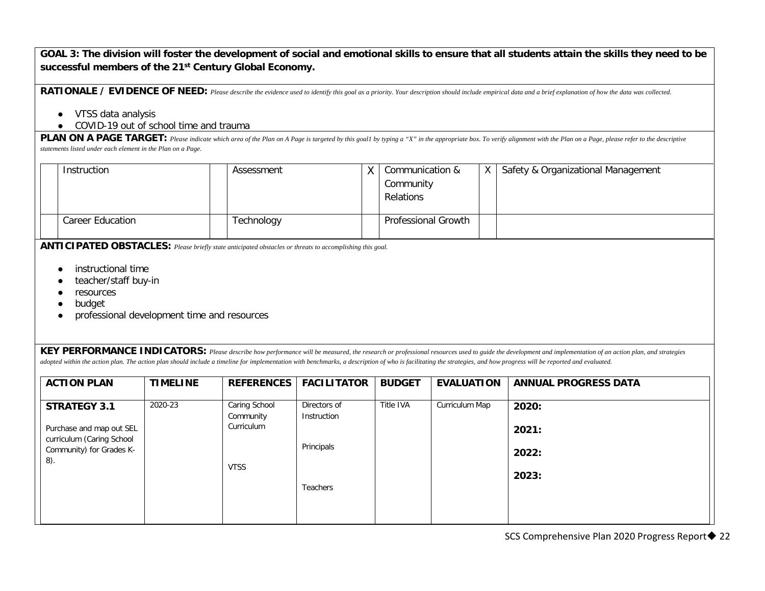**GOAL 3: The division will foster the development of social and emotional skills to ensure that all students attain the skills they need to be successful members of the 21st Century Global Economy.**

**RATIONALE / EVIDENCE OF NEED:** *Please describe the evidence used to identify this goal as a priority. Your description should include empirical data and a brief explanation of how the data was collected.*

- VTSS data analysis
- COVID-19 out of school time and trauma

**PLAN ON A PAGE TARGET:** *Please indicate which area of the Plan on A Page is targeted by this goal1 by typing a "X" in the appropriate box. To verify alignment with the Plan on a Page, please refer to the descriptive statements listed under each element in the Plan on a Page.*

| | | | | | | | |
|---|---|---|---|---|---|---|---|
| | Instruction | | Assessment | X | Communication & Community Relations | X | Safety & Organizational Management |
| | Career Education | | Technology | | Professional Growth | | |

**ANTICIPATED OBSTACLES:** *Please briefly state anticipated obstacles or threats to accomplishing this goal.*

- instructional time
- teacher/staff buy-in
- resources
- budget
- professional development time and resources

**KEY PERFORMANCE INDICATORS:** *Please describe how performance will be measured, the research or professional resources used to guide the development and implementation of an action plan, and strategies adopted within the action plan. The action plan should include a timeline for implementation with benchmarks, a description of who is facilitating the strategies, and how progress will be reported and evaluated.*

| ACTION PLAN | TIMELINE | REFERENCES | FACILITATOR | BUDGET | EVALUATION | ANNUAL PROGRESS DATA |
|---|---|---|---|---|---|---|
| **STRATEGY 3.1**<br><br>Purchase and map out SEL curriculum (Caring School Community) for Grades K-8). | 2020-23 | Caring School Community Curriculum<br><br>VTSS | Directors of Instruction<br><br>Principals<br><br>Teachers | Title IVA | Curriculum Map | **2020:**<br><br>**2021:**<br><br>**2022:**<br><br>**2023:** |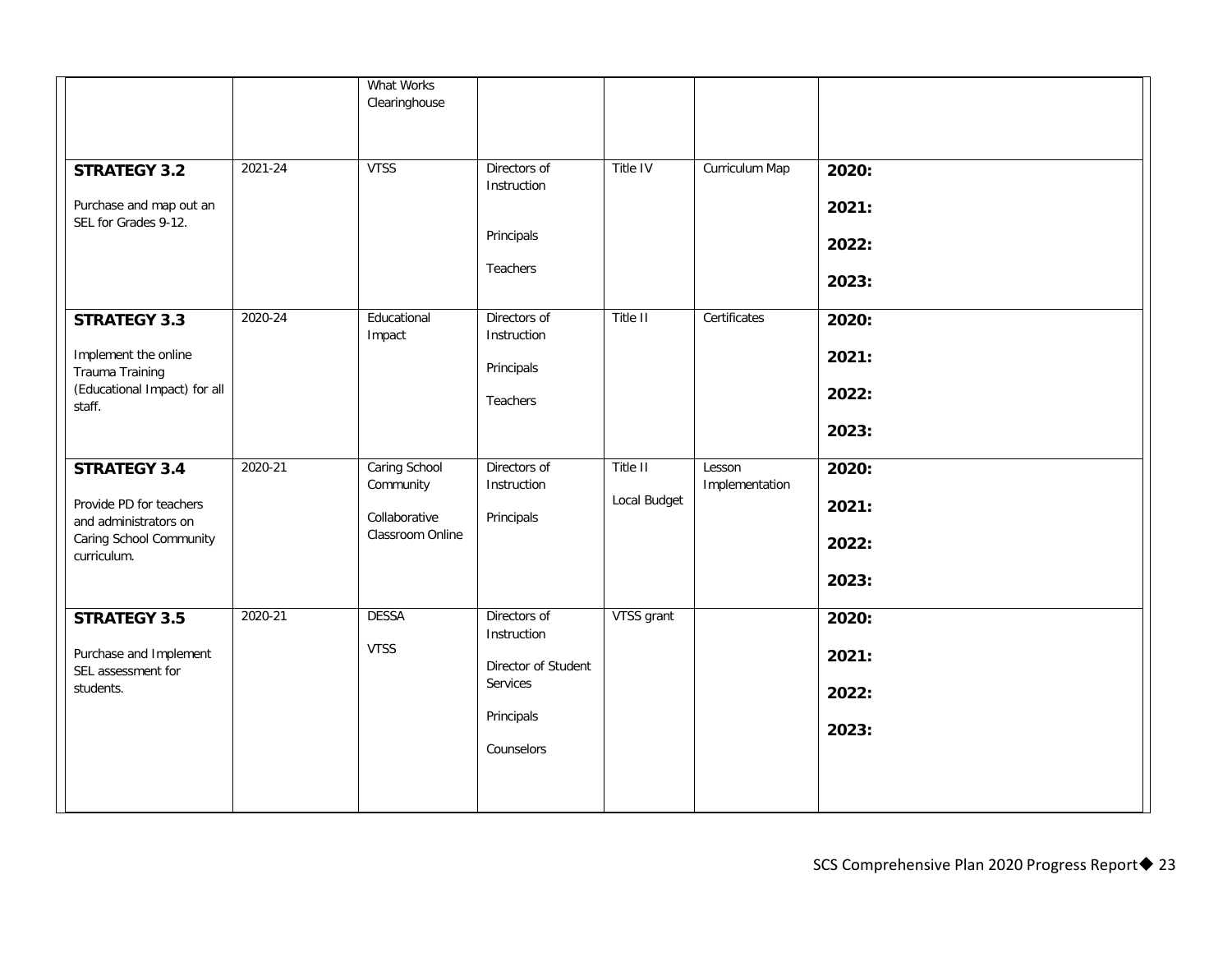| | | | | | | |
|---|---|---|---|---|---|---|
| | | What Works Clearinghouse | | | | |
| **STRATEGY 3.2**<br><br>Purchase and map out an SEL for Grades 9-12. | 2021-24 | VTSS | Directors of Instruction<br><br>Principals<br><br>Teachers | Title IV | Curriculum Map | **2020:**<br><br>**2021:**<br><br>**2022:**<br><br>**2023:** |
| **STRATEGY 3.3**<br><br>Implement the online Trauma Training (Educational Impact) for all staff. | 2020-24 | Educational Impact | Directors of Instruction<br><br>Principals<br><br>Teachers | Title II | Certificates | **2020:**<br><br>**2021:**<br><br>**2022:**<br><br>**2023:** |
| **STRATEGY 3.4**<br><br>Provide PD for teachers and administrators on Caring School Community curriculum. | 2020-21 | Caring School Community<br><br>Collaborative Classroom Online | Directors of Instruction<br><br>Principals | Title II<br><br>Local Budget | Lesson Implementation | **2020:**<br><br>**2021:**<br><br>**2022:**<br><br>**2023:** |
| **STRATEGY 3.5**<br><br>Purchase and Implement SEL assessment for students. | 2020-21 | DESSA<br><br>VTSS | Directors of Instruction<br><br>Director of Student Services<br><br>Principals<br><br>Counselors | VTSS grant | | **2020:**<br><br>**2021:**<br><br>**2022:**<br><br>**2023:** |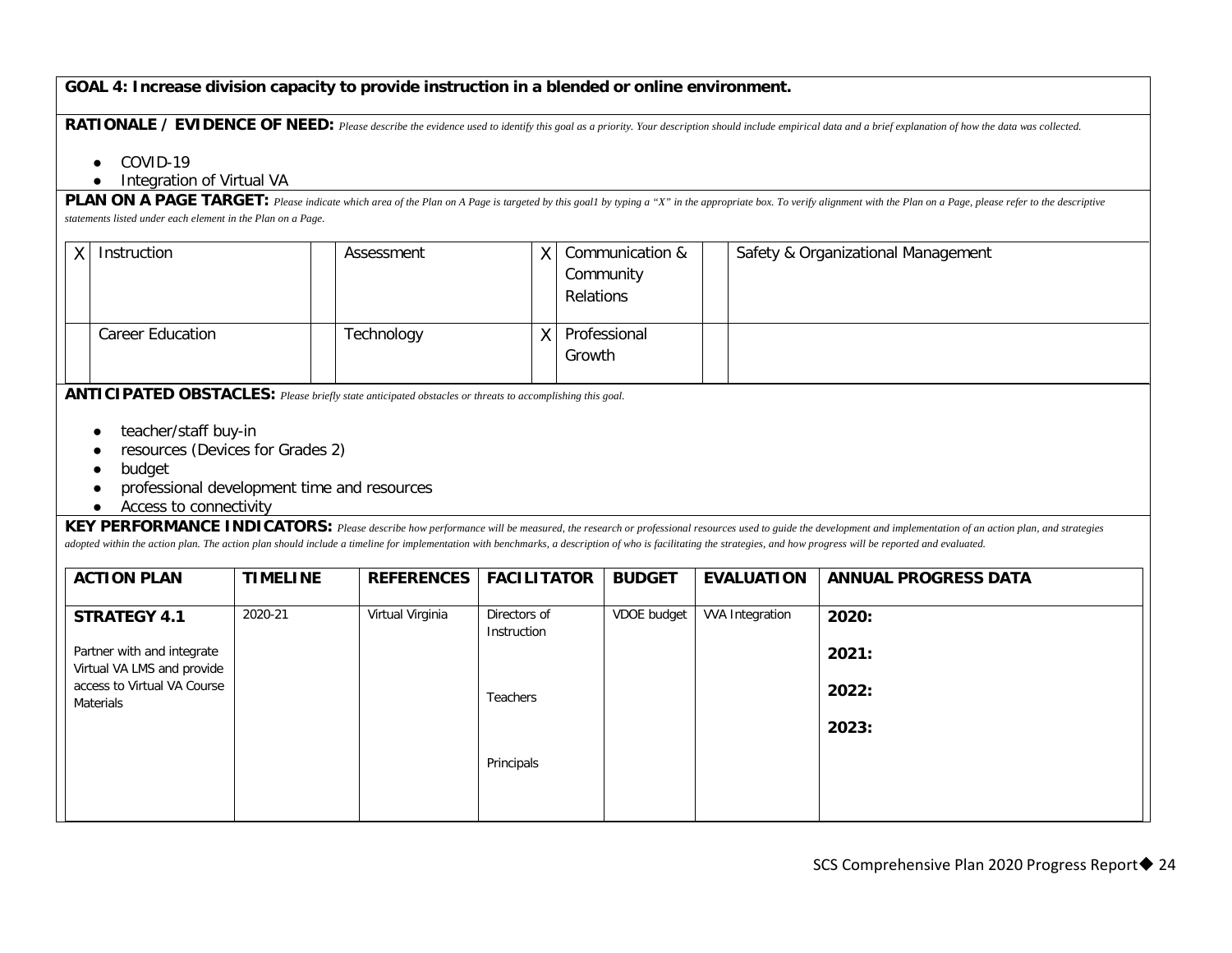**GOAL 4: Increase division capacity to provide instruction in a blended or online environment.**

**RATIONALE / EVIDENCE OF NEED:** *Please describe the evidence used to identify this goal as a priority. Your description should include empirical data and a brief explanation of how the data was collected.*

- COVID-19
- Integration of Virtual VA

**PLAN ON A PAGE TARGET:** *Please indicate which area of the Plan on A Page is targeted by this goal1 by typing a "X" in the appropriate box. To verify alignment with the Plan on a Page, please refer to the descriptive statements listed under each element in the Plan on a Page.*

| | | | | | | | |
|---|---|---|---|---|---|---|---|
| X | Instruction | | Assessment | X | Communication & Community Relations | | Safety & Organizational Management |
| | Career Education | | Technology | X | Professional Growth | | |

**ANTICIPATED OBSTACLES:** *Please briefly state anticipated obstacles or threats to accomplishing this goal.*

- teacher/staff buy-in
- resources (Devices for Grades 2)
- budget
- professional development time and resources
- Access to connectivity

**KEY PERFORMANCE INDICATORS:** *Please describe how performance will be measured, the research or professional resources used to guide the development and implementation of an action plan, and strategies adopted within the action plan. The action plan should include a timeline for implementation with benchmarks, a description of who is facilitating the strategies, and how progress will be reported and evaluated.*

| ACTION PLAN | TIMELINE | REFERENCES | FACILITATOR | BUDGET | EVALUATION | ANNUAL PROGRESS DATA |
|---|---|---|---|---|---|---|
| **STRATEGY 4.1**<br><br>Partner with and integrate Virtual VA LMS and provide access to Virtual VA Course Materials | 2020-21 | Virtual Virginia | Directors of Instruction<br><br>Teachers<br><br>Principals | VDOE budget | VVA Integration | **2020:**<br><br>**2021:**<br><br>**2022:**<br><br>**2023:** |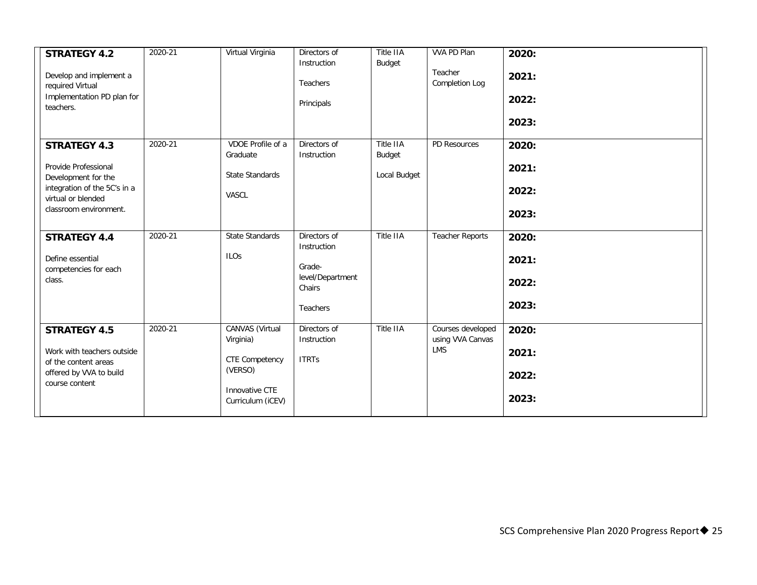| | | | | | | |
|---|---|---|---|---|---|---|
| **STRATEGY 4.2**<br><br>Develop and implement a required Virtual Implementation PD plan for teachers. | 2020-21 | Virtual Virginia | Directors of Instruction<br><br>Teachers<br><br>Principals | Title IIA Budget | VVA PD Plan<br><br>Teacher Completion Log | **2020:**<br><br>**2021:**<br><br>**2022:**<br><br>**2023:** |
| **STRATEGY 4.3**<br><br>Provide Professional Development for the integration of the 5C's in a virtual or blended classroom environment. | 2020-21 | VDOE Profile of a Graduate<br><br>State Standards<br><br>VASCL | Directors of Instruction | Title IIA Budget<br><br>Local Budget | PD Resources | **2020:**<br><br>**2021:**<br><br>**2022:**<br><br>**2023:** |
| **STRATEGY 4.4**<br><br>Define essential competencies for each class. | 2020-21 | State Standards<br><br>ILOs | Directors of Instruction<br><br>Grade-level/Department Chairs<br><br>Teachers | Title IIA | Teacher Reports | **2020:**<br><br>**2021:**<br><br>**2022:**<br><br>**2023:** |
| **STRATEGY 4.5**<br><br>Work with teachers outside of the content areas offered by VVA to build course content | 2020-21 | CANVAS (Virtual Virginia)<br><br>CTE Competency (VERSO)<br><br>Innovative CTE Curriculum (iCEV) | Directors of Instruction<br><br>ITRTs | Title IIA | Courses developed using VVA Canvas LMS | **2020:**<br><br>**2021:**<br><br>**2022:**<br><br>**2023:** |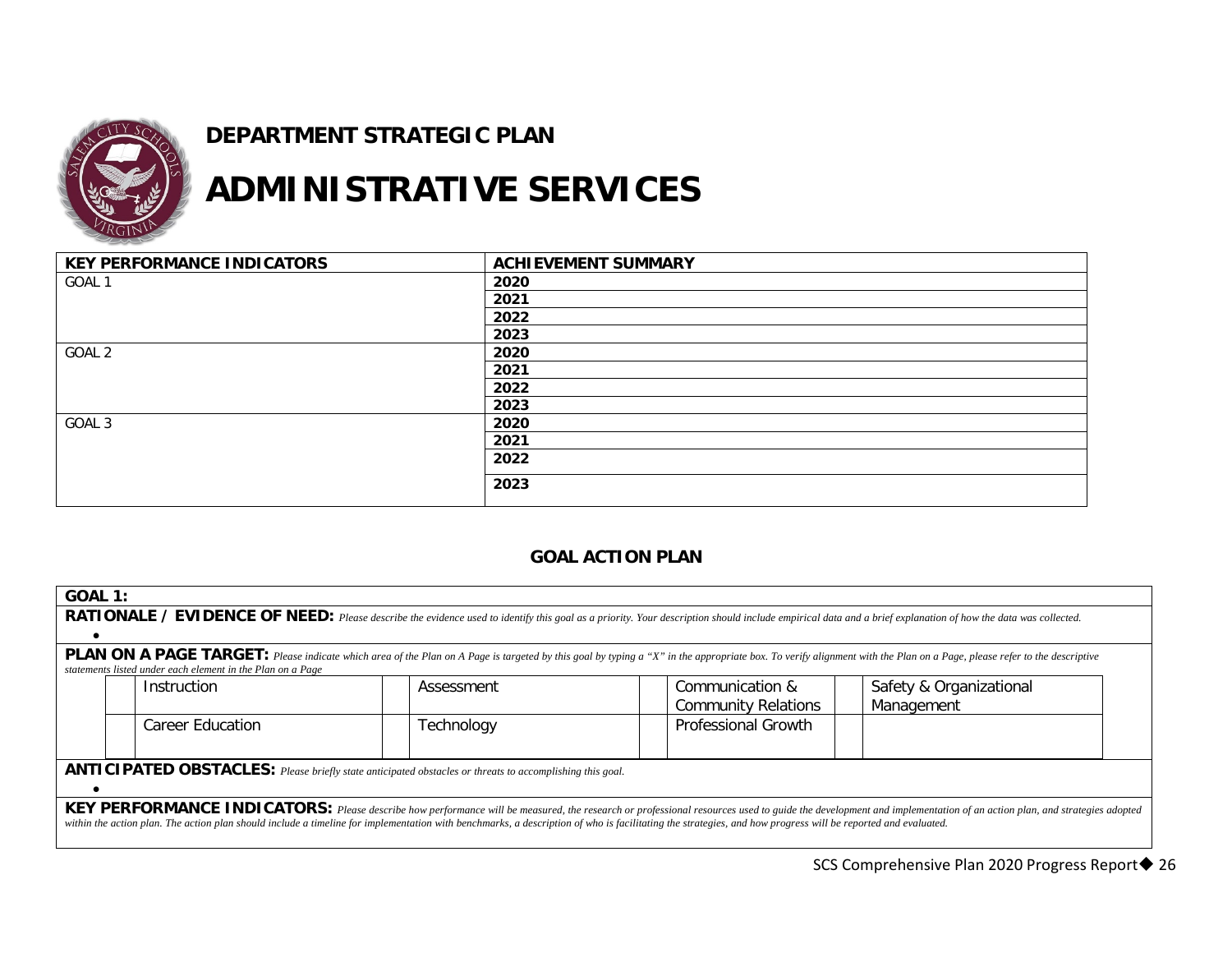## DEPARTMENT STRATEGIC PLAN

# ADMINISTRATIVE SERVICES

| KEY PERFORMANCE INDICATORS | ACHIEVEMENT SUMMARY |
|---|---|
| GOAL 1 | **2020** |
| | **2021** |
| | **2022** |
| | **2023** |
| GOAL 2 | **2020** |
| | **2021** |
| | **2022** |
| | **2023** |
| GOAL 3 | **2020** |
| | **2021** |
| | **2022** |
| | **2023** |

### GOAL ACTION PLAN

**GOAL 1:**

**RATIONALE / EVIDENCE OF NEED:** *Please describe the evidence used to identify this goal as a priority. Your description should include empirical data and a brief explanation of how the data was collected.*

-

**PLAN ON A PAGE TARGET:** *Please indicate which area of the Plan on A Page is targeted by this goal by typing a "X" in the appropriate box. To verify alignment with the Plan on a Page, please refer to the descriptive statements listed under each element in the Plan on a Page*

| | | | | | | | |
|---|---|---|---|---|---|---|---|
| | Instruction | | Assessment | | Communication & Community Relations | | Safety & Organizational Management |
| | Career Education | | Technology | | Professional Growth | | |

**ANTICIPATED OBSTACLES:** *Please briefly state anticipated obstacles or threats to accomplishing this goal.*

-

**KEY PERFORMANCE INDICATORS:** *Please describe how performance will be measured, the research or professional resources used to guide the development and implementation of an action plan, and strategies adopted within the action plan. The action plan should include a timeline for implementation with benchmarks, a description of who is facilitating the strategies, and how progress will be reported and evaluated.*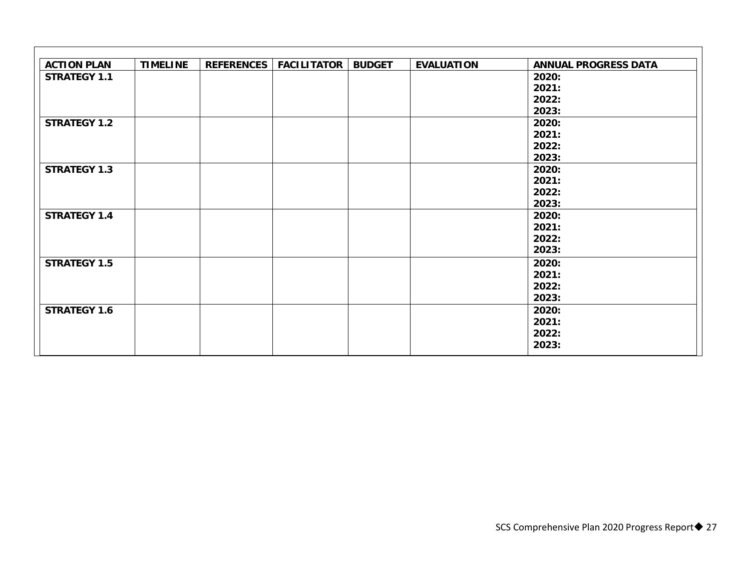| ACTION PLAN | TIMELINE | REFERENCES | FACILITATOR | BUDGET | EVALUATION | ANNUAL PROGRESS DATA |
|---|---|---|---|---|---|---|
| **STRATEGY 1.1** | | | | | | **2020:**<br>**2021:**<br>**2022:**<br>**2023:** |
| **STRATEGY 1.2** | | | | | | **2020:**<br>**2021:**<br>**2022:**<br>**2023:** |
| **STRATEGY 1.3** | | | | | | **2020:**<br>**2021:**<br>**2022:**<br>**2023:** |
| **STRATEGY 1.4** | | | | | | **2020:**<br>**2021:**<br>**2022:**<br>**2023:** |
| **STRATEGY 1.5** | | | | | | **2020:**<br>**2021:**<br>**2022:**<br>**2023:** |
| **STRATEGY 1.6** | | | | | | **2020:**<br>**2021:**<br>**2022:**<br>**2023:** |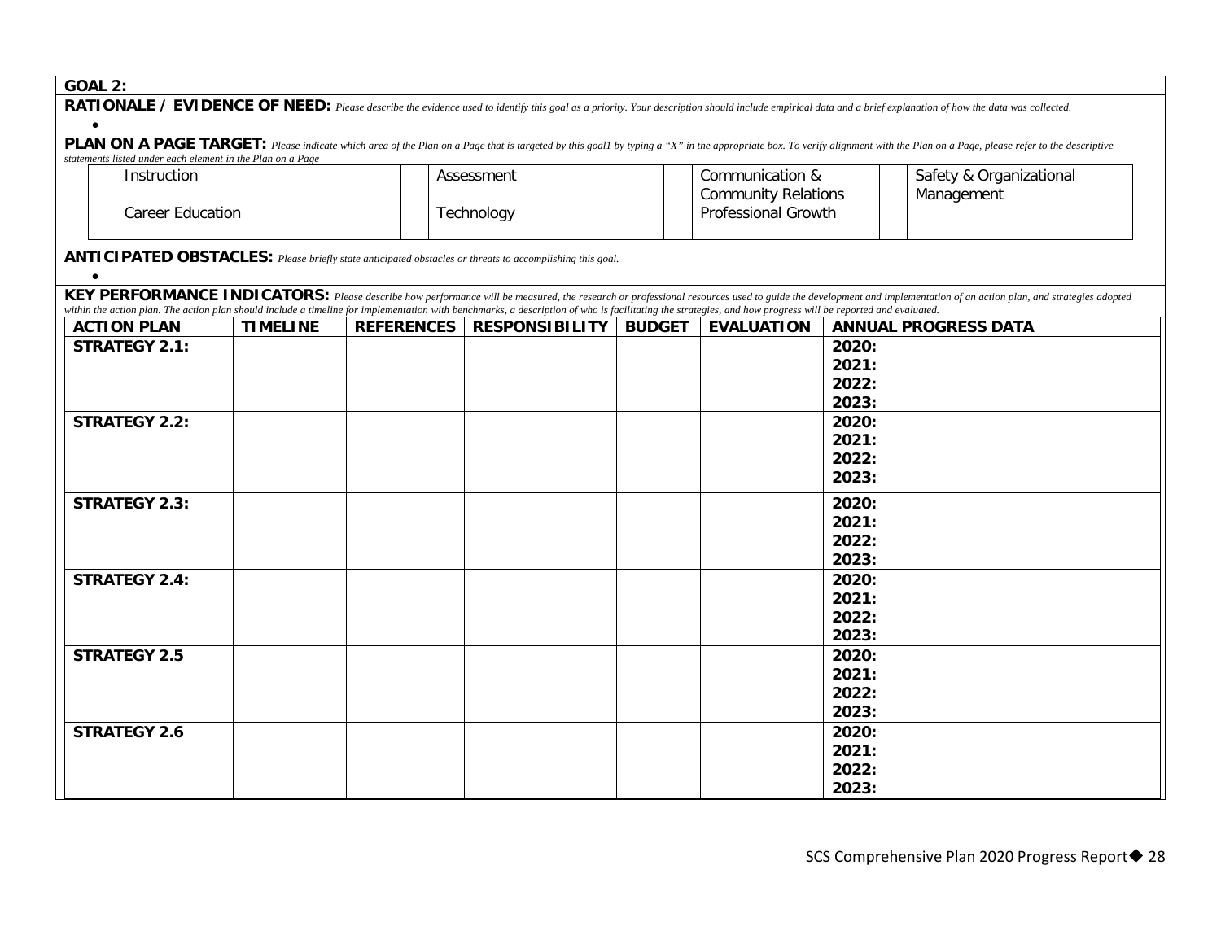**GOAL 2:**

**RATIONALE / EVIDENCE OF NEED:** *Please describe the evidence used to identify this goal as a priority. Your description should include empirical data and a brief explanation of how the data was collected.*

- 

**PLAN ON A PAGE TARGET:** *Please indicate which area of the Plan on a Page that is targeted by this goal1 by typing a "X" in the appropriate box. To verify alignment with the Plan on a Page, please refer to the descriptive statements listed under each element in the Plan on a Page*

| | | | | | | | |
|---|---|---|---|---|---|---|---|
| | Instruction | | Assessment | | Communication & Community Relations | | Safety & Organizational Management |
| | Career Education | | Technology | | Professional Growth | | |

**ANTICIPATED OBSTACLES:** *Please briefly state anticipated obstacles or threats to accomplishing this goal.*

- 

**KEY PERFORMANCE INDICATORS:** *Please describe how performance will be measured, the research or professional resources used to guide the development and implementation of an action plan, and strategies adopted within the action plan. The action plan should include a timeline for implementation with benchmarks, a description of who is facilitating the strategies, and how progress will be reported and evaluated.*

| ACTION PLAN | TIMELINE | REFERENCES | RESPONSIBILITY | BUDGET | EVALUATION | ANNUAL PROGRESS DATA |
|---|---|---|---|---|---|---|
| **STRATEGY 2.1:** | | | | | | **2020:**<br>**2021:**<br>**2022:**<br>**2023:** |
| **STRATEGY 2.2:** | | | | | | **2020:**<br>**2021:**<br>**2022:**<br>**2023:** |
| **STRATEGY 2.3:** | | | | | | **2020:**<br>**2021:**<br>**2022:**<br>**2023:** |
| **STRATEGY 2.4:** | | | | | | **2020:**<br>**2021:**<br>**2022:**<br>**2023:** |
| **STRATEGY 2.5** | | | | | | **2020:**<br>**2021:**<br>**2022:**<br>**2023:** |
| **STRATEGY 2.6** | | | | | | **2020:**<br>**2021:**<br>**2022:**<br>**2023:** |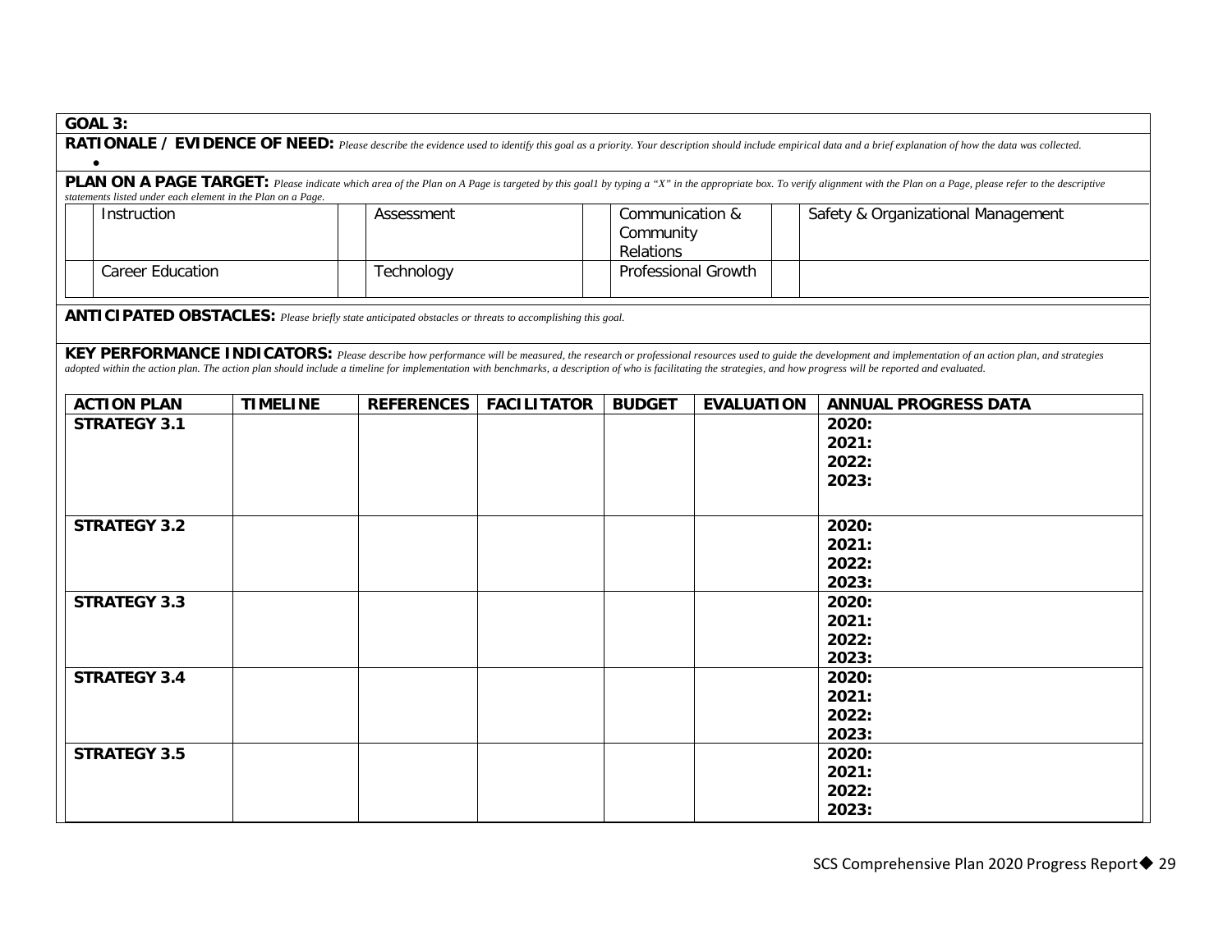**GOAL 3:**

**RATIONALE / EVIDENCE OF NEED:** *Please describe the evidence used to identify this goal as a priority. Your description should include empirical data and a brief explanation of how the data was collected.*

-

**PLAN ON A PAGE TARGET:** *Please indicate which area of the Plan on A Page is targeted by this goal1 by typing a "X" in the appropriate box. To verify alignment with the Plan on a Page, please refer to the descriptive statements listed under each element in the Plan on a Page.*

| | Instruction | | Assessment | | Communication & Community Relations | | Safety & Organizational Management |
|---|---|---|---|---|---|---|---|
| | Career Education | | Technology | | Professional Growth | | |

**ANTICIPATED OBSTACLES:** *Please briefly state anticipated obstacles or threats to accomplishing this goal.*

**KEY PERFORMANCE INDICATORS:** *Please describe how performance will be measured, the research or professional resources used to guide the development and implementation of an action plan, and strategies adopted within the action plan. The action plan should include a timeline for implementation with benchmarks, a description of who is facilitating the strategies, and how progress will be reported and evaluated.*

| ACTION PLAN | TIMELINE | REFERENCES | FACILITATOR | BUDGET | EVALUATION | ANNUAL PROGRESS DATA |
|---|---|---|---|---|---|---|
| **STRATEGY 3.1** | | | | | | **2020:**<br>**2021:**<br>**2022:**<br>**2023:** |
| **STRATEGY 3.2** | | | | | | **2020:**<br>**2021:**<br>**2022:**<br>**2023:** |
| **STRATEGY 3.3** | | | | | | **2020:**<br>**2021:**<br>**2022:**<br>**2023:** |
| **STRATEGY 3.4** | | | | | | **2020:**<br>**2021:**<br>**2022:**<br>**2023:** |
| **STRATEGY 3.5** | | | | | | **2020:**<br>**2021:**<br>**2022:**<br>**2023:** |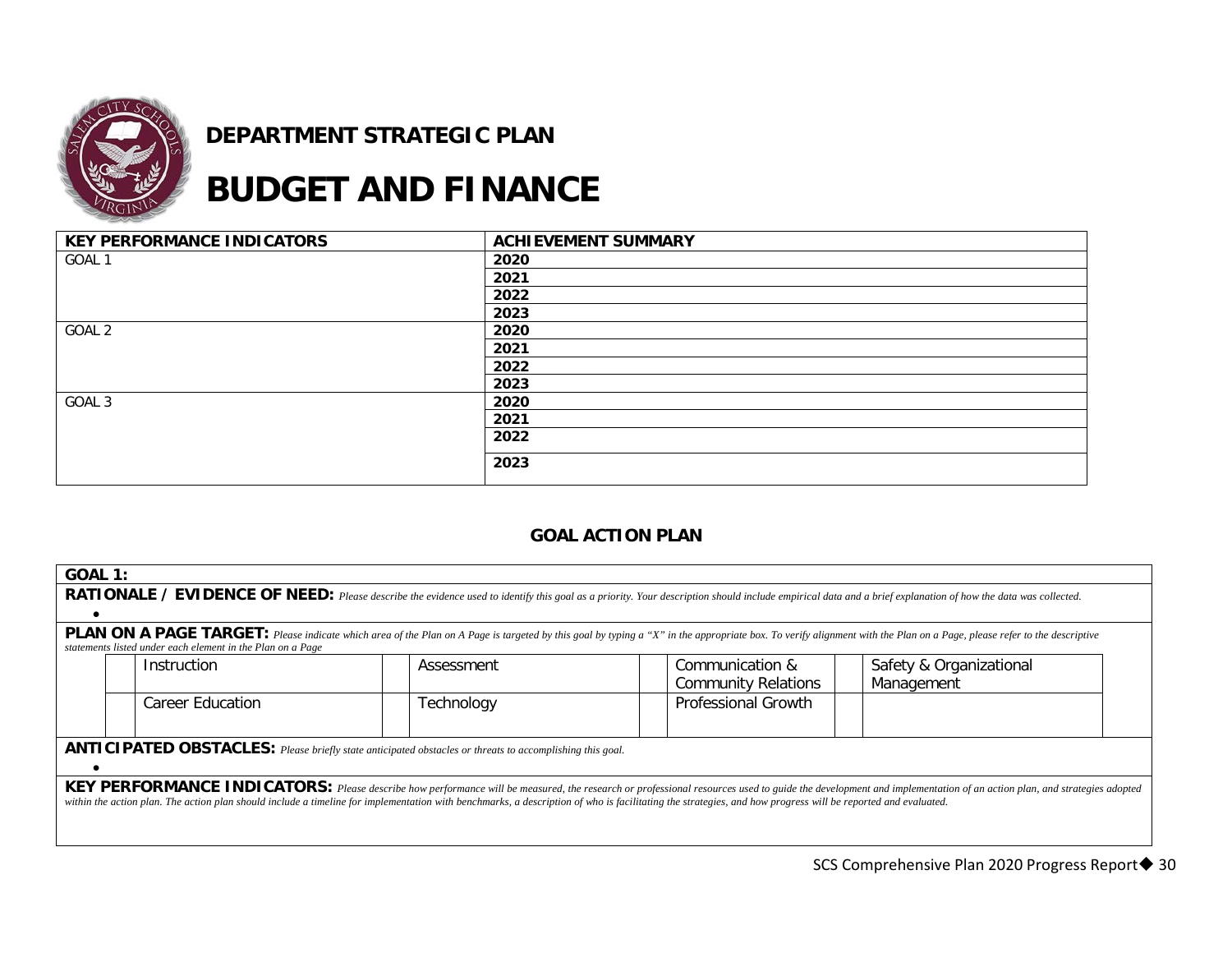**DEPARTMENT STRATEGIC PLAN**

# BUDGET AND FINANCE

| KEY PERFORMANCE INDICATORS | ACHIEVEMENT SUMMARY |
|---|---|
| GOAL 1 | **2020** |
| | **2021** |
| | **2022** |
| | **2023** |
| GOAL 2 | **2020** |
| | **2021** |
| | **2022** |
| | **2023** |
| GOAL 3 | **2020** |
| | **2021** |
| | **2022** |
| | **2023** |

## GOAL ACTION PLAN

**GOAL 1:**

**RATIONALE / EVIDENCE OF NEED:** *Please describe the evidence used to identify this goal as a priority. Your description should include empirical data and a brief explanation of how the data was collected.*

- 

**PLAN ON A PAGE TARGET:** *Please indicate which area of the Plan on A Page is targeted by this goal by typing a "X" in the appropriate box. To verify alignment with the Plan on a Page, please refer to the descriptive statements listed under each element in the Plan on a Page*

| | | | | | | | |
|---|---|---|---|---|---|---|---|
| | Instruction | | Assessment | | Communication & Community Relations | | Safety & Organizational Management |
| | Career Education | | Technology | | Professional Growth | | |

**ANTICIPATED OBSTACLES:** *Please briefly state anticipated obstacles or threats to accomplishing this goal.*

- 

**KEY PERFORMANCE INDICATORS:** *Please describe how performance will be measured, the research or professional resources used to guide the development and implementation of an action plan, and strategies adopted within the action plan. The action plan should include a timeline for implementation with benchmarks, a description of who is facilitating the strategies, and how progress will be reported and evaluated.*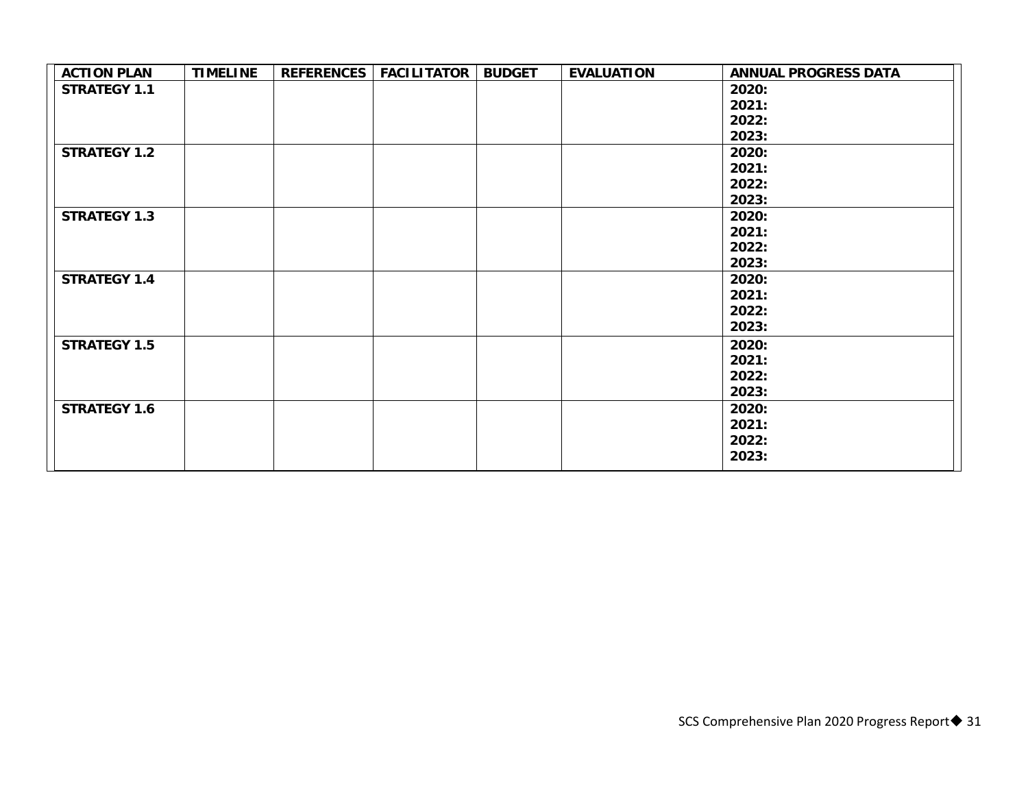| ACTION PLAN | TIMELINE | REFERENCES | FACILITATOR | BUDGET | EVALUATION | ANNUAL PROGRESS DATA |
|---|---|---|---|---|---|---|
| **STRATEGY 1.1** | | | | | | **2020:**<br>**2021:**<br>**2022:**<br>**2023:** |
| **STRATEGY 1.2** | | | | | | **2020:**<br>**2021:**<br>**2022:**<br>**2023:** |
| **STRATEGY 1.3** | | | | | | **2020:**<br>**2021:**<br>**2022:**<br>**2023:** |
| **STRATEGY 1.4** | | | | | | **2020:**<br>**2021:**<br>**2022:**<br>**2023:** |
| **STRATEGY 1.5** | | | | | | **2020:**<br>**2021:**<br>**2022:**<br>**2023:** |
| **STRATEGY 1.6** | | | | | | **2020:**<br>**2021:**<br>**2022:**<br>**2023:** |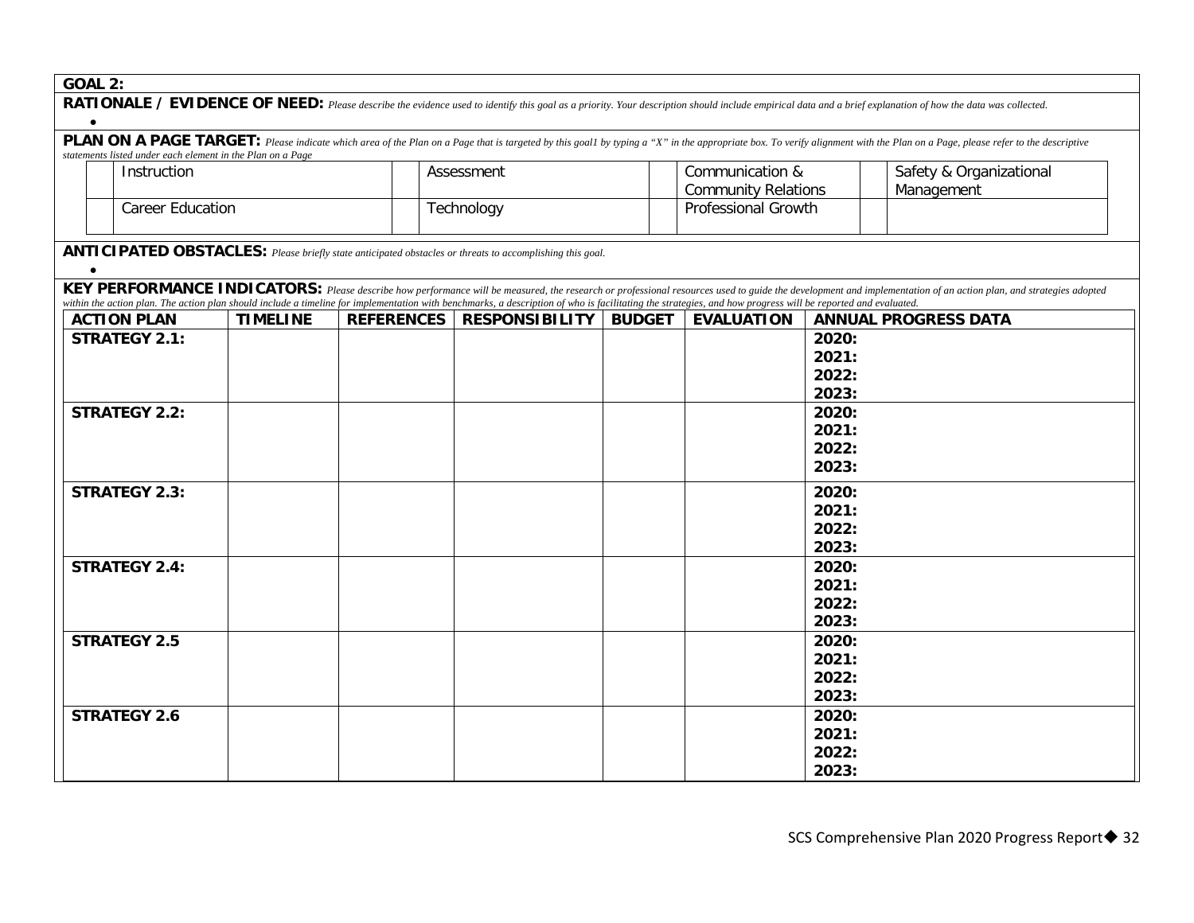**GOAL 2:**

**RATIONALE / EVIDENCE OF NEED:** *Please describe the evidence used to identify this goal as a priority. Your description should include empirical data and a brief explanation of how the data was collected.*

- 

**PLAN ON A PAGE TARGET:** *Please indicate which area of the Plan on a Page that is targeted by this goal1 by typing a "X" in the appropriate box. To verify alignment with the Plan on a Page, please refer to the descriptive statements listed under each element in the Plan on a Page*

| | | | | | | | |
|---|---|---|---|---|---|---|---|
| | Instruction | | Assessment | | Communication & Community Relations | | Safety & Organizational Management |
| | Career Education | | Technology | | Professional Growth | | |

**ANTICIPATED OBSTACLES:** *Please briefly state anticipated obstacles or threats to accomplishing this goal.*

- 

**KEY PERFORMANCE INDICATORS:** *Please describe how performance will be measured, the research or professional resources used to guide the development and implementation of an action plan, and strategies adopted within the action plan. The action plan should include a timeline for implementation with benchmarks, a description of who is facilitating the strategies, and how progress will be reported and evaluated.*

| ACTION PLAN | TIMELINE | REFERENCES | RESPONSIBILITY | BUDGET | EVALUATION | ANNUAL PROGRESS DATA |
|---|---|---|---|---|---|---|
| **STRATEGY 2.1:** | | | | | | **2020:**<br>**2021:**<br>**2022:**<br>**2023:** |
| **STRATEGY 2.2:** | | | | | | **2020:**<br>**2021:**<br>**2022:**<br>**2023:** |
| **STRATEGY 2.3:** | | | | | | **2020:**<br>**2021:**<br>**2022:**<br>**2023:** |
| **STRATEGY 2.4:** | | | | | | **2020:**<br>**2021:**<br>**2022:**<br>**2023:** |
| **STRATEGY 2.5** | | | | | | **2020:**<br>**2021:**<br>**2022:**<br>**2023:** |
| **STRATEGY 2.6** | | | | | | **2020:**<br>**2021:**<br>**2022:**<br>**2023:** |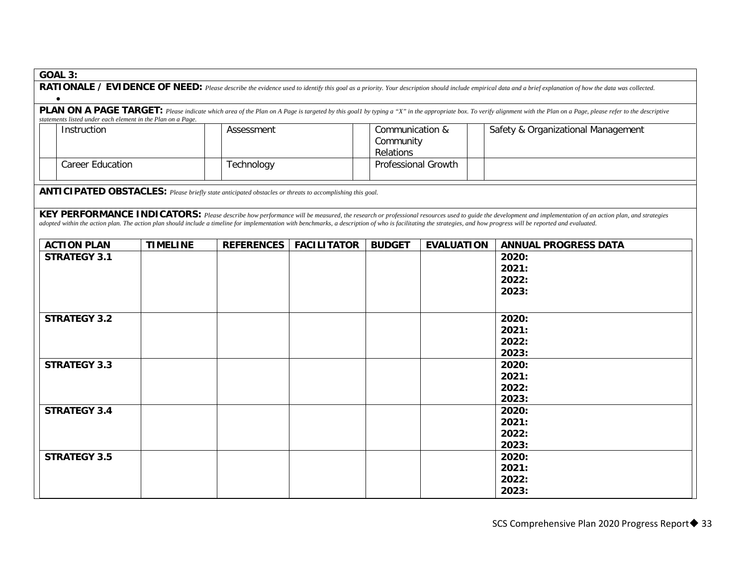**GOAL 3:**

**RATIONALE / EVIDENCE OF NEED:** *Please describe the evidence used to identify this goal as a priority. Your description should include empirical data and a brief explanation of how the data was collected.*

- 

**PLAN ON A PAGE TARGET:** *Please indicate which area of the Plan on A Page is targeted by this goal1 by typing a "X" in the appropriate box. To verify alignment with the Plan on a Page, please refer to the descriptive statements listed under each element in the Plan on a Page.*

| | | | | | | | |
|---|---|---|---|---|---|---|---|
| | Instruction | | Assessment | | Communication & Community Relations | | Safety & Organizational Management |
| | Career Education | | Technology | | Professional Growth | | |

**ANTICIPATED OBSTACLES:** *Please briefly state anticipated obstacles or threats to accomplishing this goal.*

**KEY PERFORMANCE INDICATORS:** *Please describe how performance will be measured, the research or professional resources used to guide the development and implementation of an action plan, and strategies adopted within the action plan. The action plan should include a timeline for implementation with benchmarks, a description of who is facilitating the strategies, and how progress will be reported and evaluated.*

| ACTION PLAN | TIMELINE | REFERENCES | FACILITATOR | BUDGET | EVALUATION | ANNUAL PROGRESS DATA |
|---|---|---|---|---|---|---|
| **STRATEGY 3.1** | | | | | | **2020:**<br>**2021:**<br>**2022:**<br>**2023:** |
| **STRATEGY 3.2** | | | | | | **2020:**<br>**2021:**<br>**2022:**<br>**2023:** |
| **STRATEGY 3.3** | | | | | | **2020:**<br>**2021:**<br>**2022:**<br>**2023:** |
| **STRATEGY 3.4** | | | | | | **2020:**<br>**2021:**<br>**2022:**<br>**2023:** |
| **STRATEGY 3.5** | | | | | | **2020:**<br>**2021:**<br>**2022:**<br>**2023:** |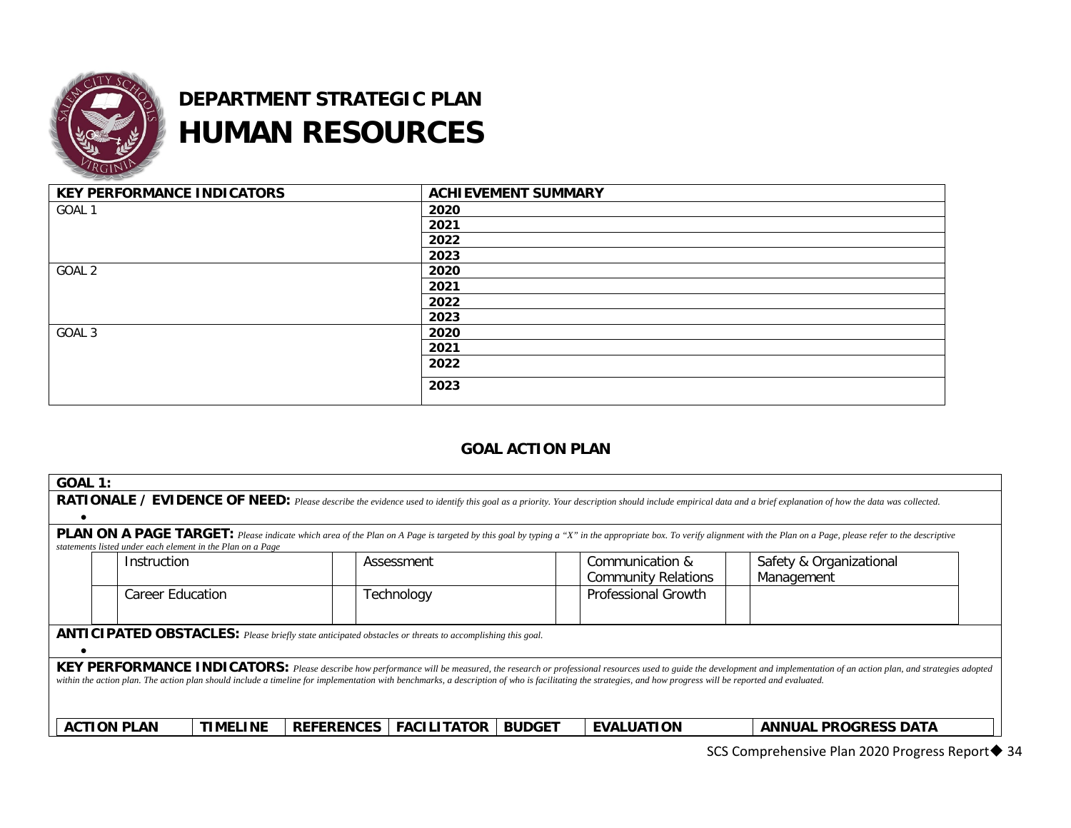# DEPARTMENT STRATEGIC PLAN

# HUMAN RESOURCES

| KEY PERFORMANCE INDICATORS | ACHIEVEMENT SUMMARY |
|---|---|
| GOAL 1 | 2020 |
| | 2021 |
| | 2022 |
| | 2023 |
| GOAL 2 | 2020 |
| | 2021 |
| | 2022 |
| | 2023 |
| GOAL 3 | 2020 |
| | 2021 |
| | 2022 |
| | 2023 |

## GOAL ACTION PLAN

**GOAL 1:**

**RATIONALE / EVIDENCE OF NEED:** *Please describe the evidence used to identify this goal as a priority. Your description should include empirical data and a brief explanation of how the data was collected.*

- 

**PLAN ON A PAGE TARGET:** *Please indicate which area of the Plan on A Page is targeted by this goal by typing a "X" in the appropriate box. To verify alignment with the Plan on a Page, please refer to the descriptive statements listed under each element in the Plan on a Page*

| | Area | | Area | | Area | | Area |
|---|---|---|---|---|---|---|---|
| | Instruction | | Assessment | | Communication & Community Relations | | Safety & Organizational Management |
| | Career Education | | Technology | | Professional Growth | | |

**ANTICIPATED OBSTACLES:** *Please briefly state anticipated obstacles or threats to accomplishing this goal.*

- 

**KEY PERFORMANCE INDICATORS:** *Please describe how performance will be measured, the research or professional resources used to guide the development and implementation of an action plan, and strategies adopted within the action plan. The action plan should include a timeline for implementation with benchmarks, a description of who is facilitating the strategies, and how progress will be reported and evaluated.*

| ACTION PLAN | TIMELINE | REFERENCES | FACILITATOR | BUDGET | EVALUATION | ANNUAL PROGRESS DATA |
|---|---|---|---|---|---|---|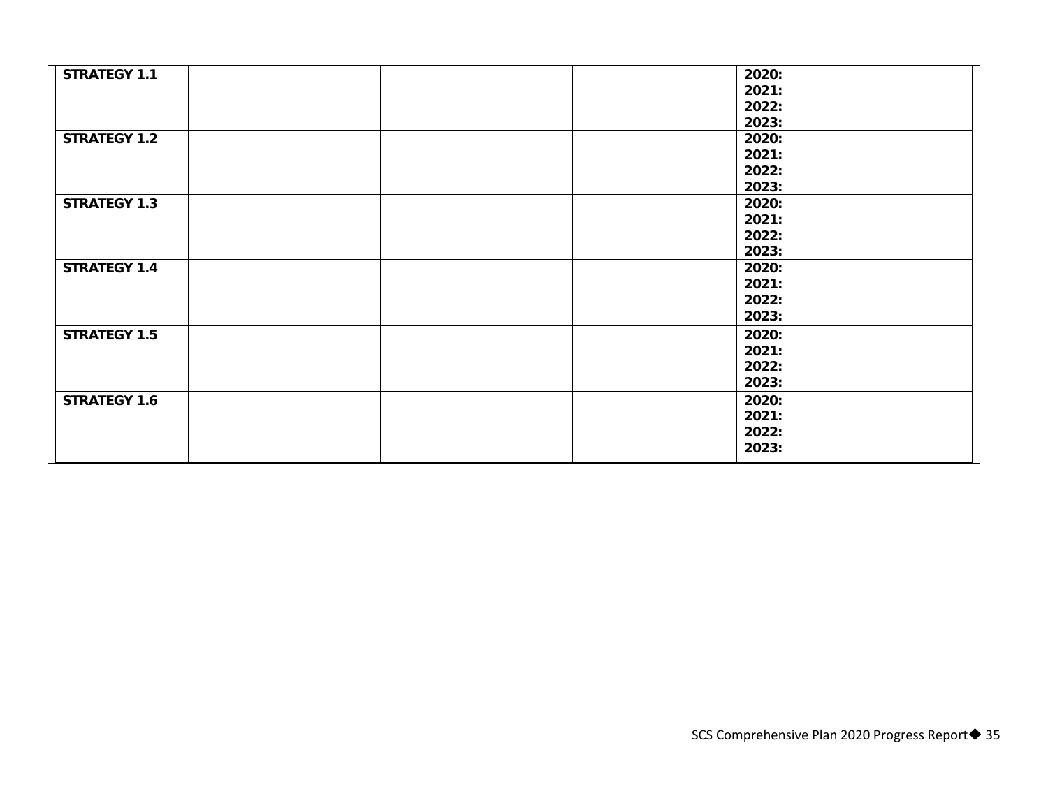| | | | | | | |
|---|---|---|---|---|---|---|
| **STRATEGY 1.1** | | | | | | **2020:**<br>**2021:**<br>**2022:**<br>**2023:** |
| **STRATEGY 1.2** | | | | | | **2020:**<br>**2021:**<br>**2022:**<br>**2023:** |
| **STRATEGY 1.3** | | | | | | **2020:**<br>**2021:**<br>**2022:**<br>**2023:** |
| **STRATEGY 1.4** | | | | | | **2020:**<br>**2021:**<br>**2022:**<br>**2023:** |
| **STRATEGY 1.5** | | | | | | **2020:**<br>**2021:**<br>**2022:**<br>**2023:** |
| **STRATEGY 1.6** | | | | | | **2020:**<br>**2021:**<br>**2022:**<br>**2023:** |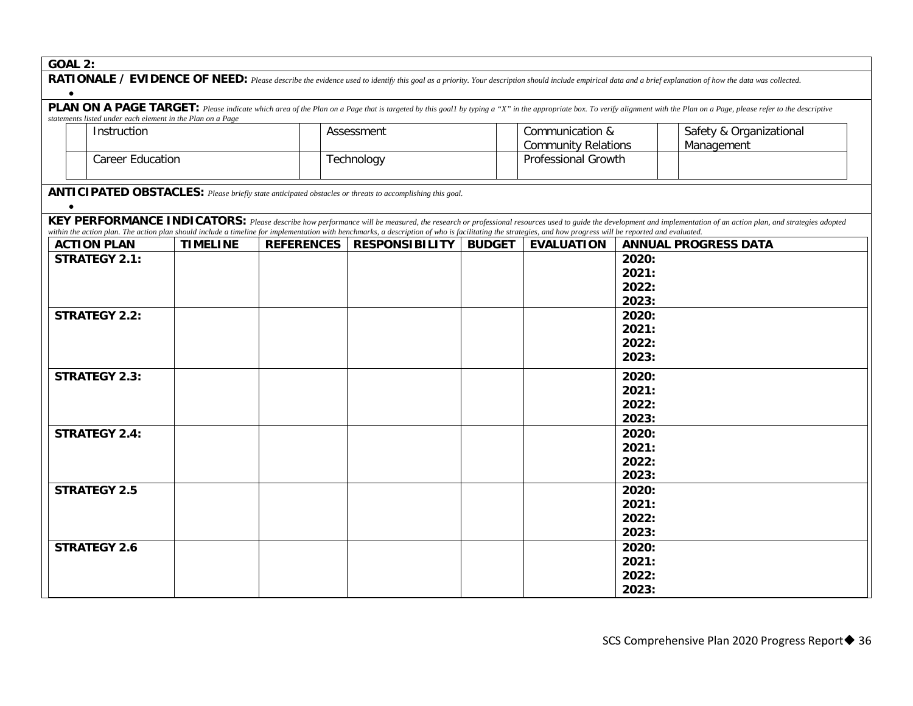**GOAL 2:**

**RATIONALE / EVIDENCE OF NEED:** *Please describe the evidence used to identify this goal as a priority. Your description should include empirical data and a brief explanation of how the data was collected.*

- 

**PLAN ON A PAGE TARGET:** *Please indicate which area of the Plan on a Page that is targeted by this goal1 by typing a "X" in the appropriate box. To verify alignment with the Plan on a Page, please refer to the descriptive statements listed under each element in the Plan on a Page*

| | | | | | | | |
|---|---|---|---|---|---|---|---|
| | Instruction | | Assessment | | Communication & Community Relations | | Safety & Organizational Management |
| | Career Education | | Technology | | Professional Growth | | |

**ANTICIPATED OBSTACLES:** *Please briefly state anticipated obstacles or threats to accomplishing this goal.*

- 

**KEY PERFORMANCE INDICATORS:** *Please describe how performance will be measured, the research or professional resources used to guide the development and implementation of an action plan, and strategies adopted within the action plan. The action plan should include a timeline for implementation with benchmarks, a description of who is facilitating the strategies, and how progress will be reported and evaluated.*

| ACTION PLAN | TIMELINE | REFERENCES | RESPONSIBILITY | BUDGET | EVALUATION | ANNUAL PROGRESS DATA |
|---|---|---|---|---|---|---|
| **STRATEGY 2.1:** | | | | | | **2020:**<br>**2021:**<br>**2022:**<br>**2023:** |
| **STRATEGY 2.2:** | | | | | | **2020:**<br>**2021:**<br>**2022:**<br>**2023:** |
| **STRATEGY 2.3:** | | | | | | **2020:**<br>**2021:**<br>**2022:**<br>**2023:** |
| **STRATEGY 2.4:** | | | | | | **2020:**<br>**2021:**<br>**2022:**<br>**2023:** |
| **STRATEGY 2.5** | | | | | | **2020:**<br>**2021:**<br>**2022:**<br>**2023:** |
| **STRATEGY 2.6** | | | | | | **2020:**<br>**2021:**<br>**2022:**<br>**2023:** |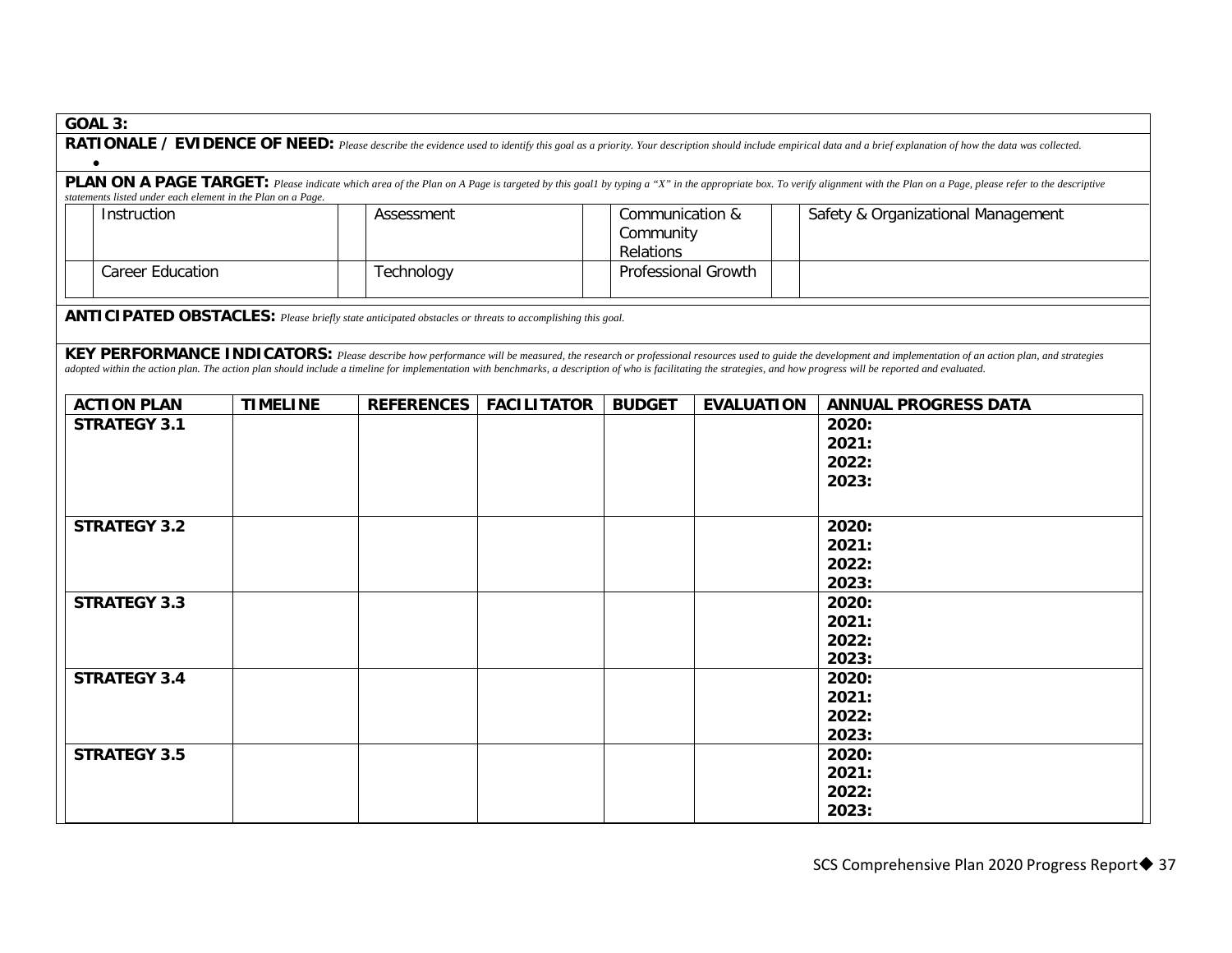**GOAL 3:**

**RATIONALE / EVIDENCE OF NEED:** *Please describe the evidence used to identify this goal as a priority. Your description should include empirical data and a brief explanation of how the data was collected.*

- 

**PLAN ON A PAGE TARGET:** *Please indicate which area of the Plan on A Page is targeted by this goal1 by typing a "X" in the appropriate box. To verify alignment with the Plan on a Page, please refer to the descriptive statements listed under each element in the Plan on a Page.*

| | | | | | | | |
|---|---|---|---|---|---|---|---|
| | Instruction | | Assessment | | Communication & Community Relations | | Safety & Organizational Management |
| | Career Education | | Technology | | Professional Growth | | |

**ANTICIPATED OBSTACLES:** *Please briefly state anticipated obstacles or threats to accomplishing this goal.*

**KEY PERFORMANCE INDICATORS:** *Please describe how performance will be measured, the research or professional resources used to guide the development and implementation of an action plan, and strategies adopted within the action plan. The action plan should include a timeline for implementation with benchmarks, a description of who is facilitating the strategies, and how progress will be reported and evaluated.*

| ACTION PLAN | TIMELINE | REFERENCES | FACILITATOR | BUDGET | EVALUATION | ANNUAL PROGRESS DATA |
|---|---|---|---|---|---|---|
| **STRATEGY 3.1** | | | | | | **2020:**<br>**2021:**<br>**2022:**<br>**2023:** |
| **STRATEGY 3.2** | | | | | | **2020:**<br>**2021:**<br>**2022:**<br>**2023:** |
| **STRATEGY 3.3** | | | | | | **2020:**<br>**2021:**<br>**2022:**<br>**2023:** |
| **STRATEGY 3.4** | | | | | | **2020:**<br>**2021:**<br>**2022:**<br>**2023:** |
| **STRATEGY 3.5** | | | | | | **2020:**<br>**2021:**<br>**2022:**<br>**2023:** |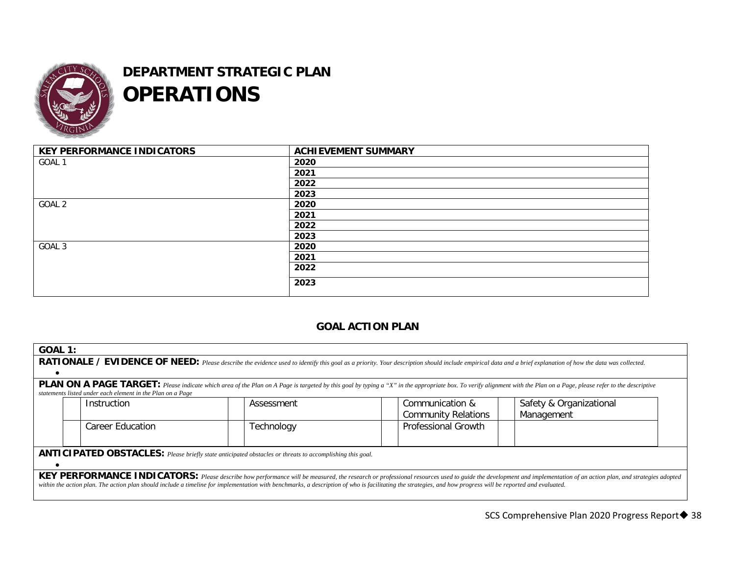# DEPARTMENT STRATEGIC PLAN
# OPERATIONS

| KEY PERFORMANCE INDICATORS | ACHIEVEMENT SUMMARY |
|---|---|
| GOAL 1 | **2020** |
| | **2021** |
| | **2022** |
| | **2023** |
| GOAL 2 | **2020** |
| | **2021** |
| | **2022** |
| | **2023** |
| GOAL 3 | **2020** |
| | **2021** |
| | **2022** |
| | **2023** |

## GOAL ACTION PLAN

**GOAL 1:**

**RATIONALE / EVIDENCE OF NEED:** *Please describe the evidence used to identify this goal as a priority. Your description should include empirical data and a brief explanation of how the data was collected.*

- 

**PLAN ON A PAGE TARGET:** *Please indicate which area of the Plan on A Page is targeted by this goal by typing a "X" in the appropriate box. To verify alignment with the Plan on a Page, please refer to the descriptive statements listed under each element in the Plan on a Page*

| | | | | | | | |
|---|---|---|---|---|---|---|---|
| | Instruction | | Assessment | | Communication & Community Relations | | Safety & Organizational Management |
| | Career Education | | Technology | | Professional Growth | | |

**ANTICIPATED OBSTACLES:** *Please briefly state anticipated obstacles or threats to accomplishing this goal.*

- 

**KEY PERFORMANCE INDICATORS:** *Please describe how performance will be measured, the research or professional resources used to guide the development and implementation of an action plan, and strategies adopted within the action plan. The action plan should include a timeline for implementation with benchmarks, a description of who is facilitating the strategies, and how progress will be reported and evaluated.*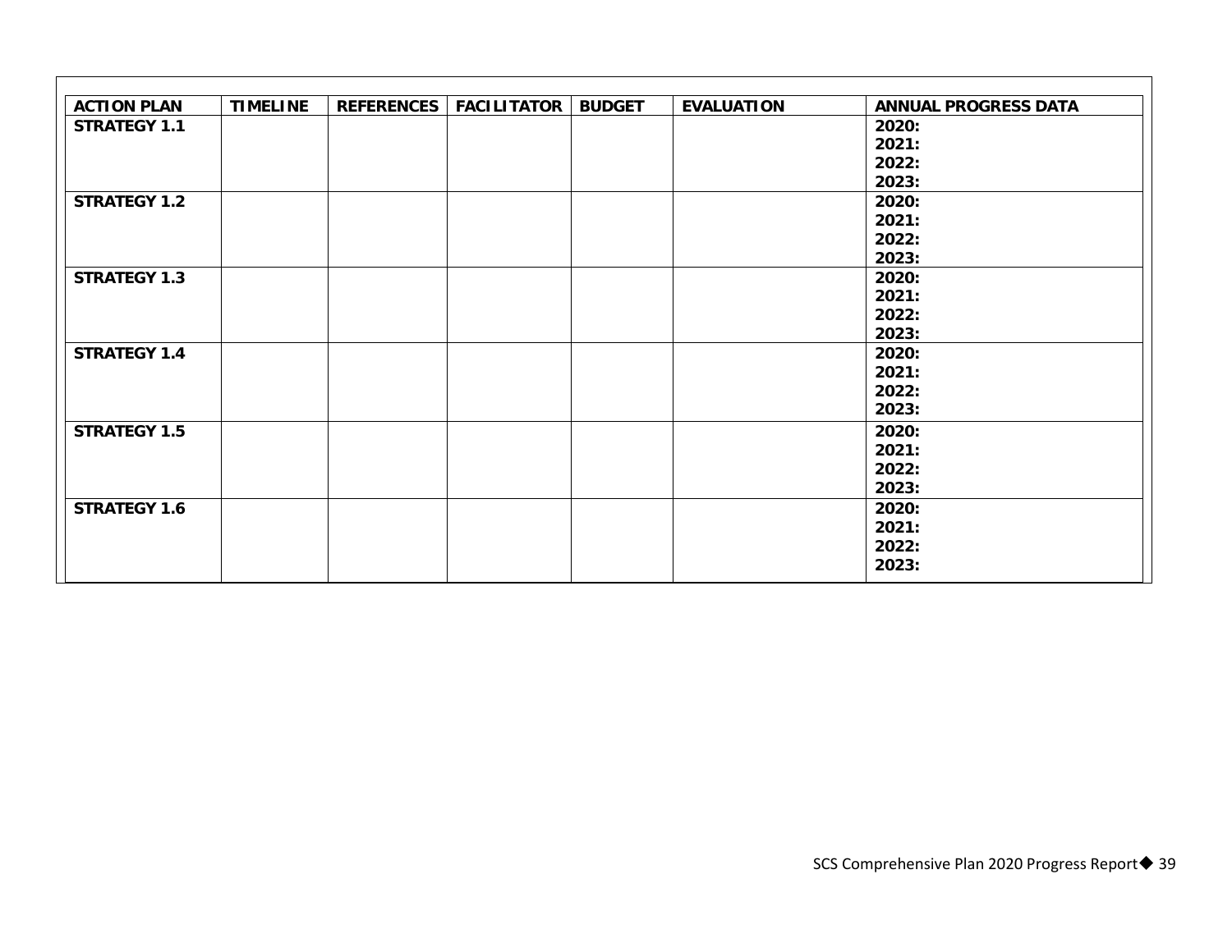| ACTION PLAN | TIMELINE | REFERENCES | FACILITATOR | BUDGET | EVALUATION | ANNUAL PROGRESS DATA |
|---|---|---|---|---|---|---|
| **STRATEGY 1.1** | | | | | | **2020:**<br>**2021:**<br>**2022:**<br>**2023:** |
| **STRATEGY 1.2** | | | | | | **2020:**<br>**2021:**<br>**2022:**<br>**2023:** |
| **STRATEGY 1.3** | | | | | | **2020:**<br>**2021:**<br>**2022:**<br>**2023:** |
| **STRATEGY 1.4** | | | | | | **2020:**<br>**2021:**<br>**2022:**<br>**2023:** |
| **STRATEGY 1.5** | | | | | | **2020:**<br>**2021:**<br>**2022:**<br>**2023:** |
| **STRATEGY 1.6** | | | | | | **2020:**<br>**2021:**<br>**2022:**<br>**2023:** |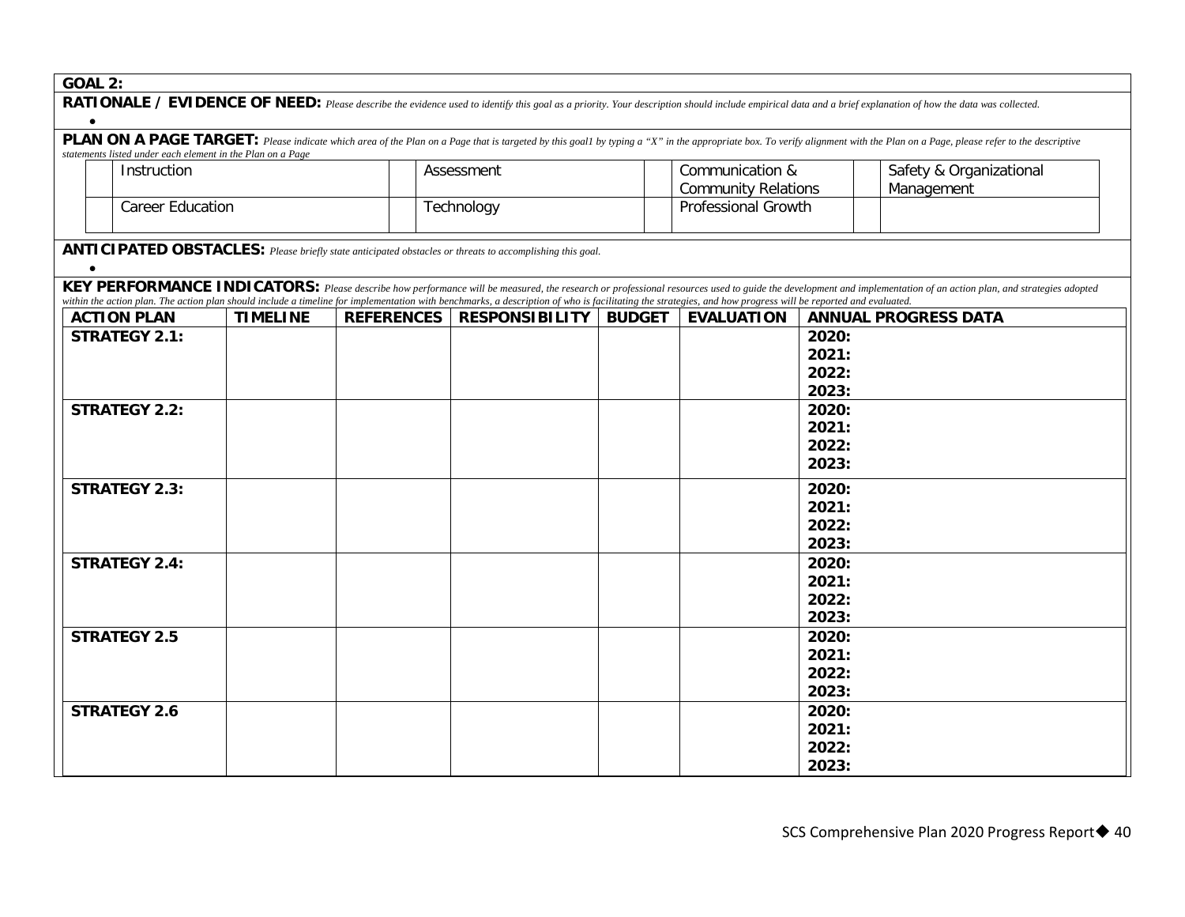**GOAL 2:**

**RATIONALE / EVIDENCE OF NEED:** *Please describe the evidence used to identify this goal as a priority. Your description should include empirical data and a brief explanation of how the data was collected.*

- 

**PLAN ON A PAGE TARGET:** *Please indicate which area of the Plan on a Page that is targeted by this goal1 by typing a "X" in the appropriate box. To verify alignment with the Plan on a Page, please refer to the descriptive statements listed under each element in the Plan on a Page*

| | | | | | | | |
|---|---|---|---|---|---|---|---|
| | Instruction | | Assessment | | Communication & Community Relations | | Safety & Organizational Management |
| | Career Education | | Technology | | Professional Growth | | |

**ANTICIPATED OBSTACLES:** *Please briefly state anticipated obstacles or threats to accomplishing this goal.*

- 

**KEY PERFORMANCE INDICATORS:** *Please describe how performance will be measured, the research or professional resources used to guide the development and implementation of an action plan, and strategies adopted within the action plan. The action plan should include a timeline for implementation with benchmarks, a description of who is facilitating the strategies, and how progress will be reported and evaluated.*

| ACTION PLAN | TIMELINE | REFERENCES | RESPONSIBILITY | BUDGET | EVALUATION | ANNUAL PROGRESS DATA |
|---|---|---|---|---|---|---|
| **STRATEGY 2.1:** | | | | | | **2020:**<br>**2021:**<br>**2022:**<br>**2023:** |
| **STRATEGY 2.2:** | | | | | | **2020:**<br>**2021:**<br>**2022:**<br>**2023:** |
| **STRATEGY 2.3:** | | | | | | **2020:**<br>**2021:**<br>**2022:**<br>**2023:** |
| **STRATEGY 2.4:** | | | | | | **2020:**<br>**2021:**<br>**2022:**<br>**2023:** |
| **STRATEGY 2.5** | | | | | | **2020:**<br>**2021:**<br>**2022:**<br>**2023:** |
| **STRATEGY 2.6** | | | | | | **2020:**<br>**2021:**<br>**2022:**<br>**2023:** |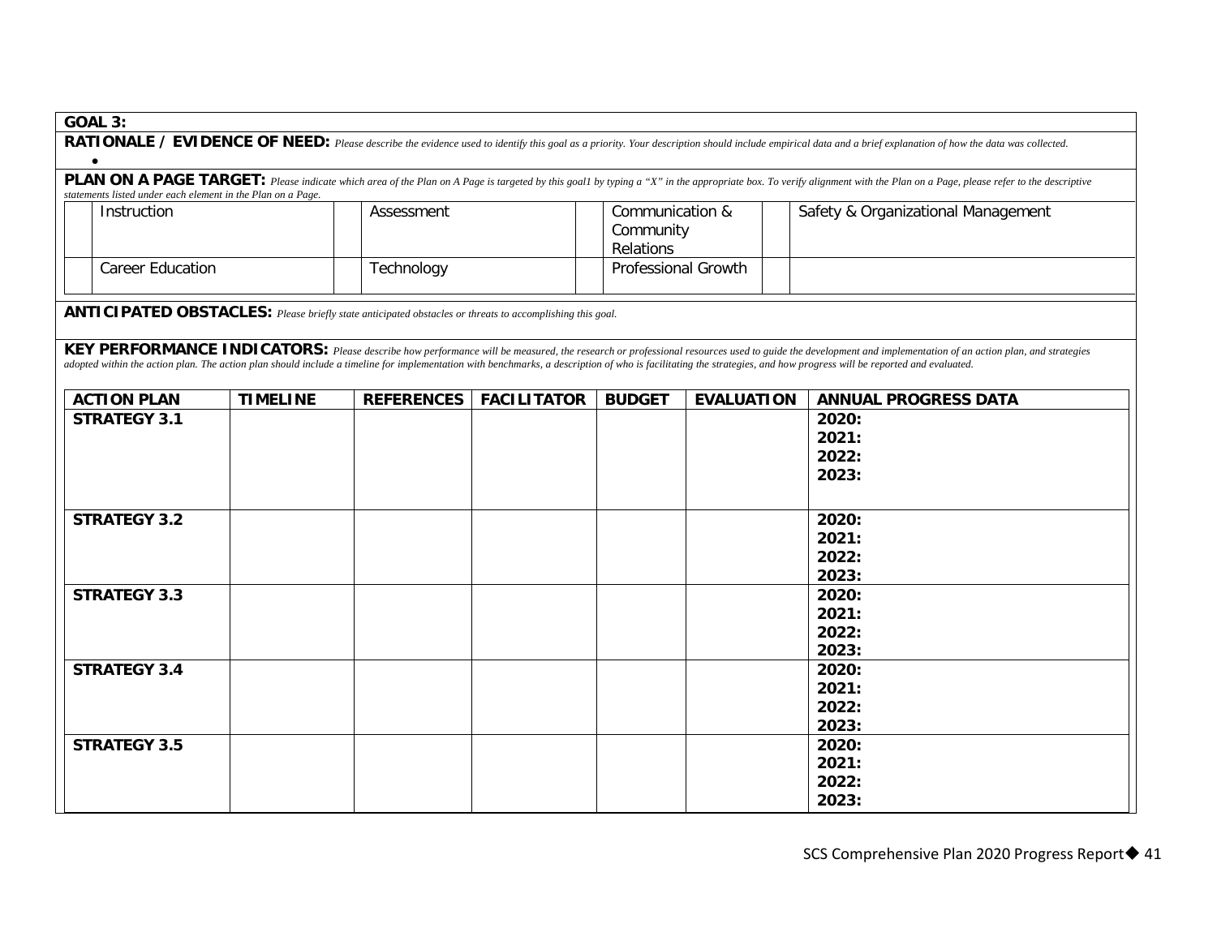**GOAL 3:**

**RATIONALE / EVIDENCE OF NEED:** *Please describe the evidence used to identify this goal as a priority. Your description should include empirical data and a brief explanation of how the data was collected.*

- 

**PLAN ON A PAGE TARGET:** *Please indicate which area of the Plan on A Page is targeted by this goal1 by typing a "X" in the appropriate box. To verify alignment with the Plan on a Page, please refer to the descriptive statements listed under each element in the Plan on a Page.*

| | Instruction | | Assessment | | Communication & Community Relations | | Safety & Organizational Management |
|---|---|---|---|---|---|---|---|
| | Career Education | | Technology | | Professional Growth | | |

**ANTICIPATED OBSTACLES:** *Please briefly state anticipated obstacles or threats to accomplishing this goal.*

**KEY PERFORMANCE INDICATORS:** *Please describe how performance will be measured, the research or professional resources used to guide the development and implementation of an action plan, and strategies adopted within the action plan. The action plan should include a timeline for implementation with benchmarks, a description of who is facilitating the strategies, and how progress will be reported and evaluated.*

| ACTION PLAN | TIMELINE | REFERENCES | FACILITATOR | BUDGET | EVALUATION | ANNUAL PROGRESS DATA |
|---|---|---|---|---|---|---|
| **STRATEGY 3.1** | | | | | | **2020:**<br>**2021:**<br>**2022:**<br>**2023:** |
| **STRATEGY 3.2** | | | | | | **2020:**<br>**2021:**<br>**2022:**<br>**2023:** |
| **STRATEGY 3.3** | | | | | | **2020:**<br>**2021:**<br>**2022:**<br>**2023:** |
| **STRATEGY 3.4** | | | | | | **2020:**<br>**2021:**<br>**2022:**<br>**2023:** |
| **STRATEGY 3.5** | | | | | | **2020:**<br>**2021:**<br>**2022:**<br>**2023:** |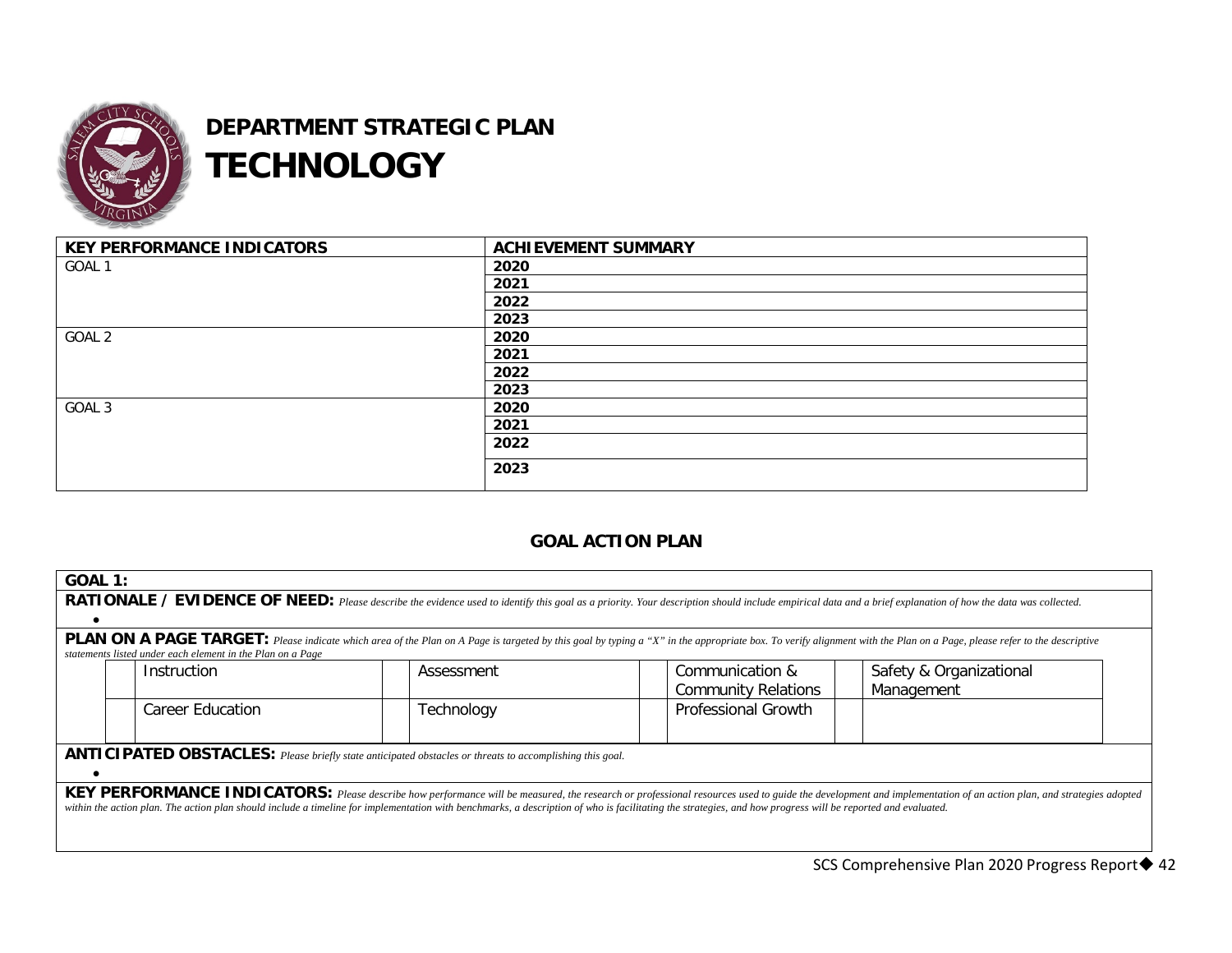# DEPARTMENT STRATEGIC PLAN

# TECHNOLOGY

| KEY PERFORMANCE INDICATORS | ACHIEVEMENT SUMMARY |
|---|---|
| GOAL 1 | **2020** |
| | **2021** |
| | **2022** |
| | **2023** |
| GOAL 2 | **2020** |
| | **2021** |
| | **2022** |
| | **2023** |
| GOAL 3 | **2020** |
| | **2021** |
| | **2022** |
| | **2023** |

## GOAL ACTION PLAN

**GOAL 1:**

**RATIONALE / EVIDENCE OF NEED:** *Please describe the evidence used to identify this goal as a priority. Your description should include empirical data and a brief explanation of how the data was collected.*

-

**PLAN ON A PAGE TARGET:** *Please indicate which area of the Plan on A Page is targeted by this goal by typing a "X" in the appropriate box. To verify alignment with the Plan on a Page, please refer to the descriptive statements listed under each element in the Plan on a Page*

| | | | | | | | |
|---|---|---|---|---|---|---|---|
| | Instruction | | Assessment | | Communication & Community Relations | | Safety & Organizational Management |
| | Career Education | | Technology | | Professional Growth | | |

**ANTICIPATED OBSTACLES:** *Please briefly state anticipated obstacles or threats to accomplishing this goal.*

-

**KEY PERFORMANCE INDICATORS:** *Please describe how performance will be measured, the research or professional resources used to guide the development and implementation of an action plan, and strategies adopted within the action plan. The action plan should include a timeline for implementation with benchmarks, a description of who is facilitating the strategies, and how progress will be reported and evaluated.*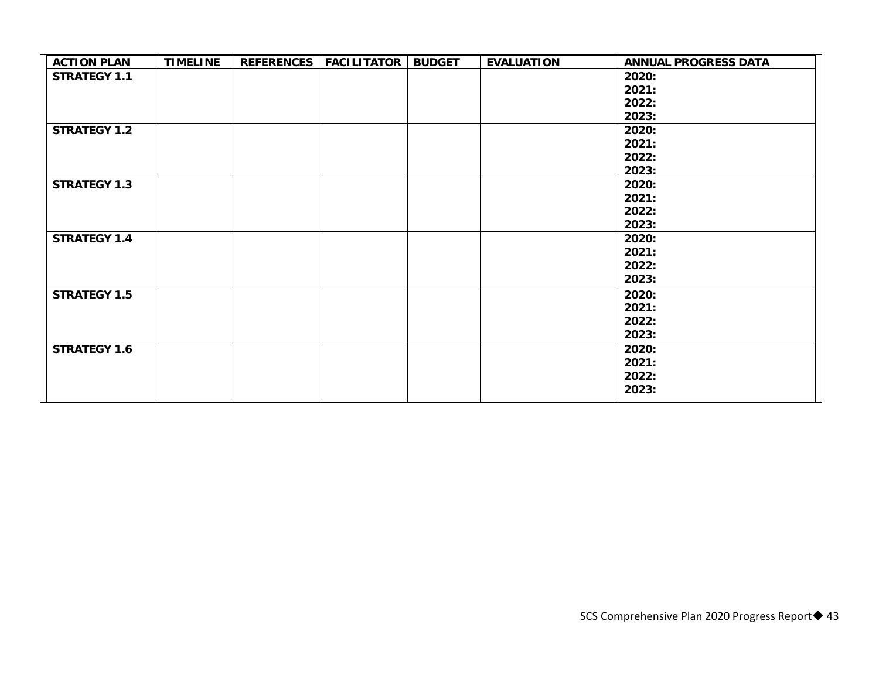| ACTION PLAN | TIMELINE | REFERENCES | FACILITATOR | BUDGET | EVALUATION | ANNUAL PROGRESS DATA |
|---|---|---|---|---|---|---|
| **STRATEGY 1.1** | | | | | | **2020:**<br>**2021:**<br>**2022:**<br>**2023:** |
| **STRATEGY 1.2** | | | | | | **2020:**<br>**2021:**<br>**2022:**<br>**2023:** |
| **STRATEGY 1.3** | | | | | | **2020:**<br>**2021:**<br>**2022:**<br>**2023:** |
| **STRATEGY 1.4** | | | | | | **2020:**<br>**2021:**<br>**2022:**<br>**2023:** |
| **STRATEGY 1.5** | | | | | | **2020:**<br>**2021:**<br>**2022:**<br>**2023:** |
| **STRATEGY 1.6** | | | | | | **2020:**<br>**2021:**<br>**2022:**<br>**2023:** |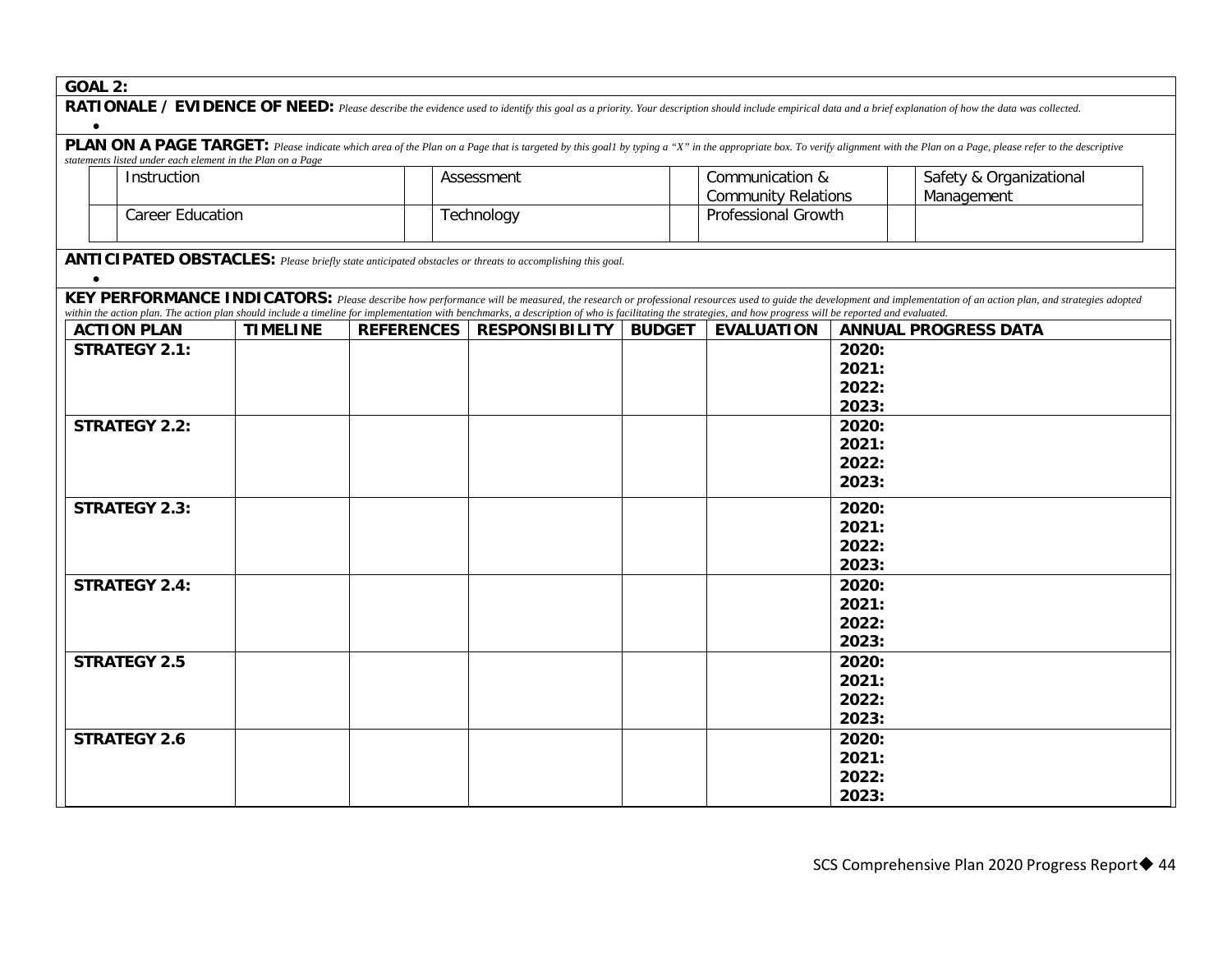**GOAL 2:**

**RATIONALE / EVIDENCE OF NEED:** *Please describe the evidence used to identify this goal as a priority. Your description should include empirical data and a brief explanation of how the data was collected.*

- 

**PLAN ON A PAGE TARGET:** *Please indicate which area of the Plan on a Page that is targeted by this goal1 by typing a "X" in the appropriate box. To verify alignment with the Plan on a Page, please refer to the descriptive statements listed under each element in the Plan on a Page*

| | | | | | | | |
|---|---|---|---|---|---|---|---|
| | Instruction | | Assessment | | Communication & Community Relations | | Safety & Organizational Management |
| | Career Education | | Technology | | Professional Growth | | |

**ANTICIPATED OBSTACLES:** *Please briefly state anticipated obstacles or threats to accomplishing this goal.*

- 

**KEY PERFORMANCE INDICATORS:** *Please describe how performance will be measured, the research or professional resources used to guide the development and implementation of an action plan, and strategies adopted within the action plan. The action plan should include a timeline for implementation with benchmarks, a description of who is facilitating the strategies, and how progress will be reported and evaluated.*

| ACTION PLAN | TIMELINE | REFERENCES | RESPONSIBILITY | BUDGET | EVALUATION | ANNUAL PROGRESS DATA |
|---|---|---|---|---|---|---|
| **STRATEGY 2.1:** | | | | | | **2020:**<br>**2021:**<br>**2022:**<br>**2023:** |
| **STRATEGY 2.2:** | | | | | | **2020:**<br>**2021:**<br>**2022:**<br>**2023:** |
| **STRATEGY 2.3:** | | | | | | **2020:**<br>**2021:**<br>**2022:**<br>**2023:** |
| **STRATEGY 2.4:** | | | | | | **2020:**<br>**2021:**<br>**2022:**<br>**2023:** |
| **STRATEGY 2.5** | | | | | | **2020:**<br>**2021:**<br>**2022:**<br>**2023:** |
| **STRATEGY 2.6** | | | | | | **2020:**<br>**2021:**<br>**2022:**<br>**2023:** |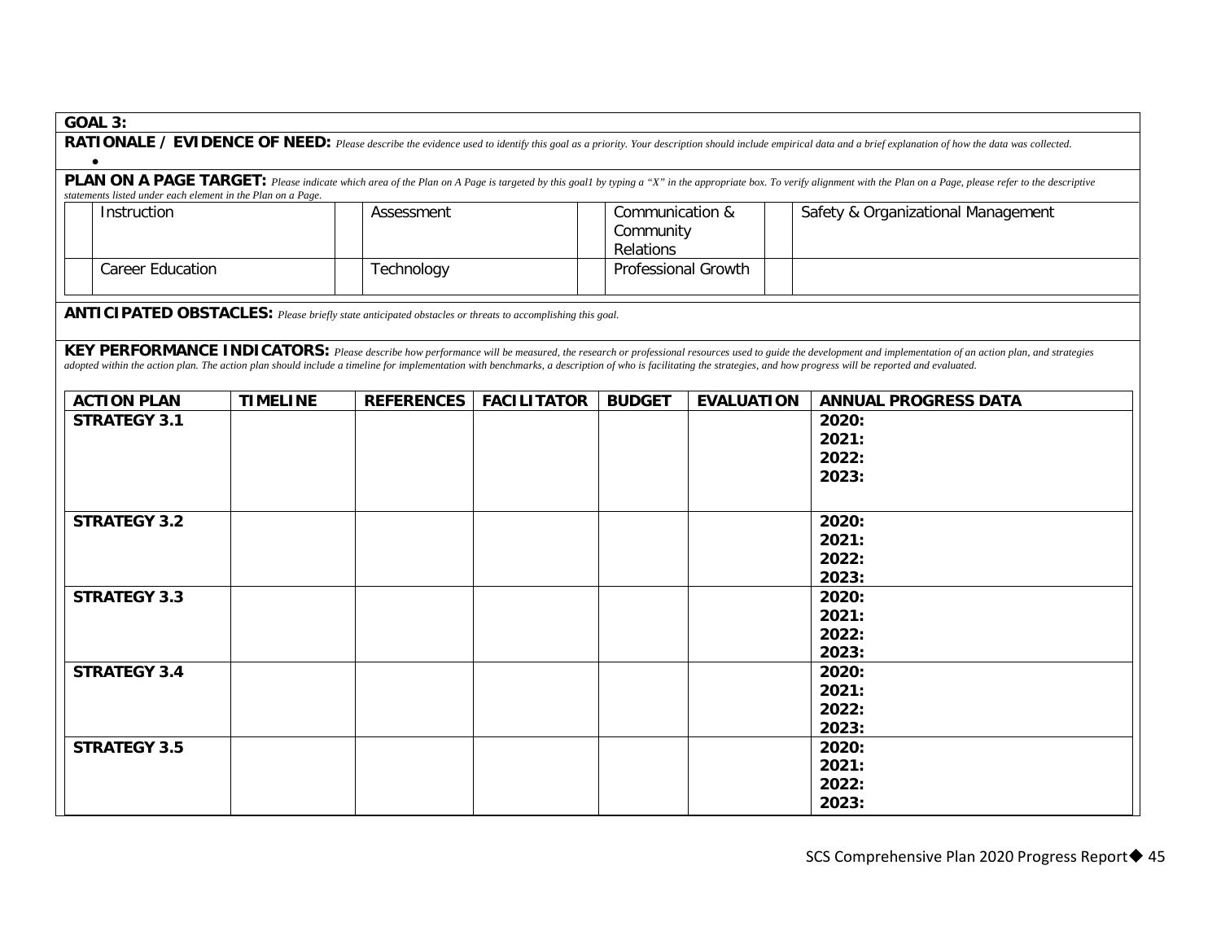**GOAL 3:**

**RATIONALE / EVIDENCE OF NEED:** *Please describe the evidence used to identify this goal as a priority. Your description should include empirical data and a brief explanation of how the data was collected.*

- 

**PLAN ON A PAGE TARGET:** *Please indicate which area of the Plan on A Page is targeted by this goal1 by typing a "X" in the appropriate box. To verify alignment with the Plan on a Page, please refer to the descriptive statements listed under each element in the Plan on a Page.*

| | | | | | | | |
|---|---|---|---|---|---|---|---|
| | Instruction | | Assessment | | Communication & Community Relations | | Safety & Organizational Management |
| | Career Education | | Technology | | Professional Growth | | |

**ANTICIPATED OBSTACLES:** *Please briefly state anticipated obstacles or threats to accomplishing this goal.*

**KEY PERFORMANCE INDICATORS:** *Please describe how performance will be measured, the research or professional resources used to guide the development and implementation of an action plan, and strategies adopted within the action plan. The action plan should include a timeline for implementation with benchmarks, a description of who is facilitating the strategies, and how progress will be reported and evaluated.*

| ACTION PLAN | TIMELINE | REFERENCES | FACILITATOR | BUDGET | EVALUATION | ANNUAL PROGRESS DATA |
|---|---|---|---|---|---|---|
| **STRATEGY 3.1** | | | | | | **2020:**<br>**2021:**<br>**2022:**<br>**2023:** |
| **STRATEGY 3.2** | | | | | | **2020:**<br>**2021:**<br>**2022:**<br>**2023:** |
| **STRATEGY 3.3** | | | | | | **2020:**<br>**2021:**<br>**2022:**<br>**2023:** |
| **STRATEGY 3.4** | | | | | | **2020:**<br>**2021:**<br>**2022:**<br>**2023:** |
| **STRATEGY 3.5** | | | | | | **2020:**<br>**2021:**<br>**2022:**<br>**2023:** |